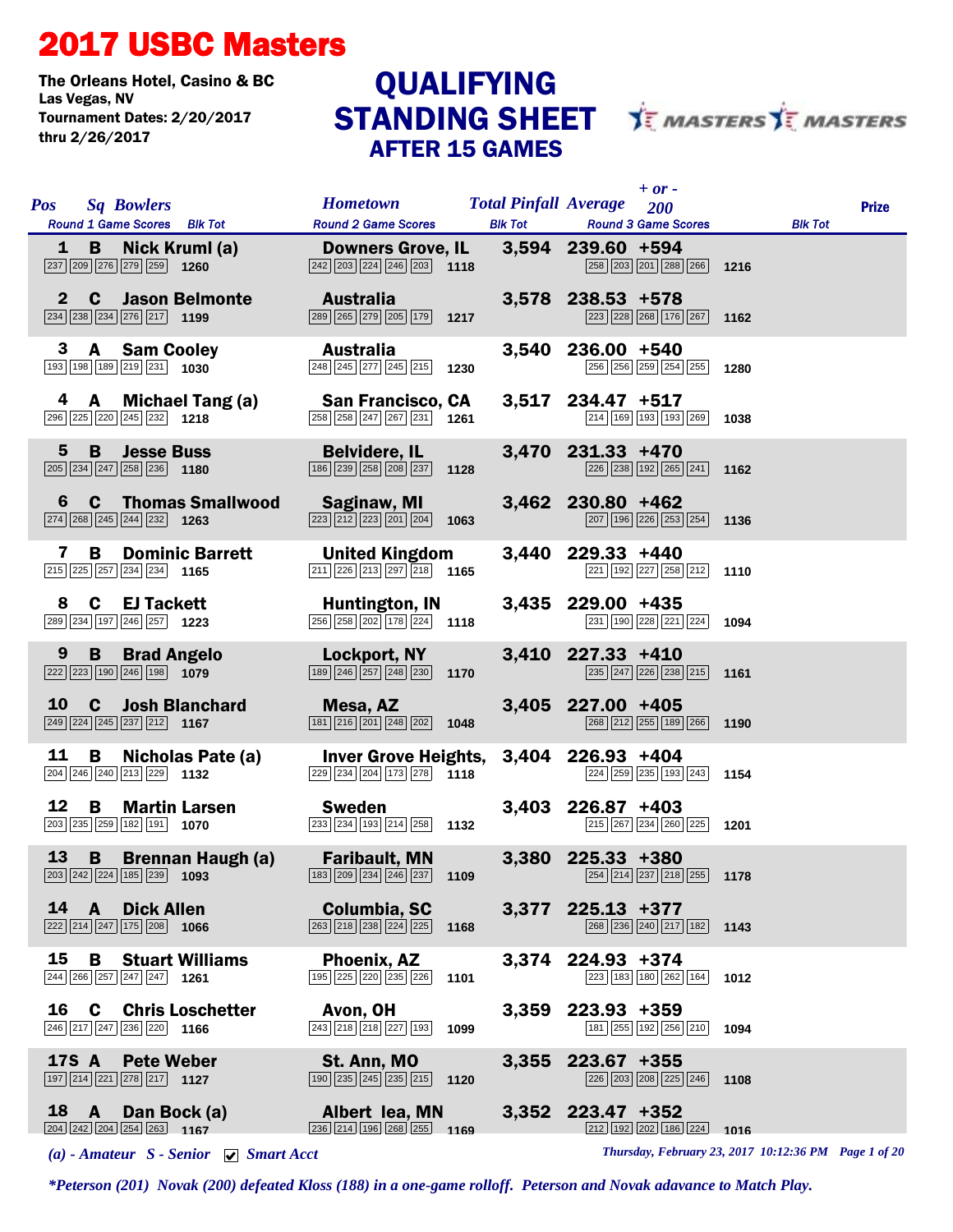# 2017 USBC Masters

**The Orleans Hotel, Casino & BC**
**Las Vegas, NV**
**Tournament Dates: 2/20/2017 thru 2/26/2017**

## QUALIFYING STANDING SHEET
### AFTER 15 GAMES

| Pos | Sq | Bowlers | Round 1 Game Scores | Blk Tot | Hometown | Round 2 Game Scores | Blk Tot | Total Pinfall | Average | + or - 200 | Round 3 Game Scores | Blk Tot | Prize |
|---|---|---|---|---|---|---|---|---|---|---|---|---|---|
| 1 | B | Nick Kruml (a) | 237 209 276 279 259 | 1260 | Downers Grove, IL | 242 203 224 246 203 | 1118 | 3,594 | 239.60 | +594 | 258 203 201 288 266 | 1216 | |
| 2 | C | Jason Belmonte | 234 238 234 276 217 | 1199 | Australia | 289 265 279 205 179 | 1217 | 3,578 | 238.53 | +578 | 223 228 268 176 267 | 1162 | |
| 3 | A | Sam Cooley | 193 198 189 219 231 | 1030 | Australia | 248 245 277 245 215 | 1230 | 3,540 | 236.00 | +540 | 256 256 259 254 255 | 1280 | |
| 4 | A | Michael Tang (a) | 296 225 220 245 232 | 1218 | San Francisco, CA | 258 258 247 267 231 | 1261 | 3,517 | 234.47 | +517 | 214 169 193 193 269 | 1038 | |
| 5 | B | Jesse Buss | 205 234 247 258 236 | 1180 | Belvidere, IL | 186 239 258 208 237 | 1128 | 3,470 | 231.33 | +470 | 226 238 192 265 241 | 1162 | |
| 6 | C | Thomas Smallwood | 274 268 245 244 232 | 1263 | Saginaw, MI | 223 212 223 201 204 | 1063 | 3,462 | 230.80 | +462 | 207 196 226 253 254 | 1136 | |
| 7 | B | Dominic Barrett | 215 225 257 234 234 | 1165 | United Kingdom | 211 226 213 297 218 | 1165 | 3,440 | 229.33 | +440 | 221 192 227 258 212 | 1110 | |
| 8 | C | EJ Tackett | 289 234 197 246 257 | 1223 | Huntington, IN | 256 258 202 178 224 | 1118 | 3,435 | 229.00 | +435 | 231 190 228 221 224 | 1094 | |
| 9 | B | Brad Angelo | 222 223 190 246 198 | 1079 | Lockport, NY | 189 246 257 248 230 | 1170 | 3,410 | 227.33 | +410 | 235 247 226 238 215 | 1161 | |
| 10 | C | Josh Blanchard | 249 224 245 237 212 | 1167 | Mesa, AZ | 181 216 201 248 202 | 1048 | 3,405 | 227.00 | +405 | 268 212 255 189 266 | 1190 | |
| 11 | B | Nicholas Pate (a) | 204 246 240 213 229 | 1132 | Inver Grove Heights, | 229 234 204 173 278 | 1118 | 3,404 | 226.93 | +404 | 224 259 235 193 243 | 1154 | |
| 12 | B | Martin Larsen | 203 235 259 182 191 | 1070 | Sweden | 233 234 193 214 258 | 1132 | 3,403 | 226.87 | +403 | 215 267 234 260 225 | 1201 | |
| 13 | B | Brennan Haugh (a) | 203 242 224 185 239 | 1093 | Faribault, MN | 183 209 234 246 237 | 1109 | 3,380 | 225.33 | +380 | 254 214 237 218 255 | 1178 | |
| 14 | A | Dick Allen | 222 214 247 175 208 | 1066 | Columbia, SC | 263 218 238 224 225 | 1168 | 3,377 | 225.13 | +377 | 268 236 240 217 182 | 1143 | |
| 15 | B | Stuart Williams | 244 266 257 247 247 | 1261 | Phoenix, AZ | 195 225 220 235 226 | 1101 | 3,374 | 224.93 | +374 | 223 183 180 262 164 | 1012 | |
| 16 | C | Chris Loschetter | 246 217 247 236 220 | 1166 | Avon, OH | 243 218 218 227 193 | 1099 | 3,359 | 223.93 | +359 | 181 255 192 256 210 | 1094 | |
| 17S | A | Pete Weber | 197 214 221 278 217 | 1127 | St. Ann, MO | 190 235 245 235 215 | 1120 | 3,355 | 223.67 | +355 | 226 203 208 225 246 | 1108 | |
| 18 | A | Dan Bock (a) | 204 242 204 254 263 | 1167 | Albert lea, MN | 236 214 196 268 255 | 1169 | 3,352 | 223.47 | +352 | 212 192 202 186 224 | 1016 | |

*(a) - Amateur S - Senior ☑ Smart Acct*

*Thursday, February 23, 2017 10:12:36 PM*

*\*Peterson (201) Novak (200) defeated Kloss (188) in a one-game rolloff. Peterson and Novak adavance to Match Play.*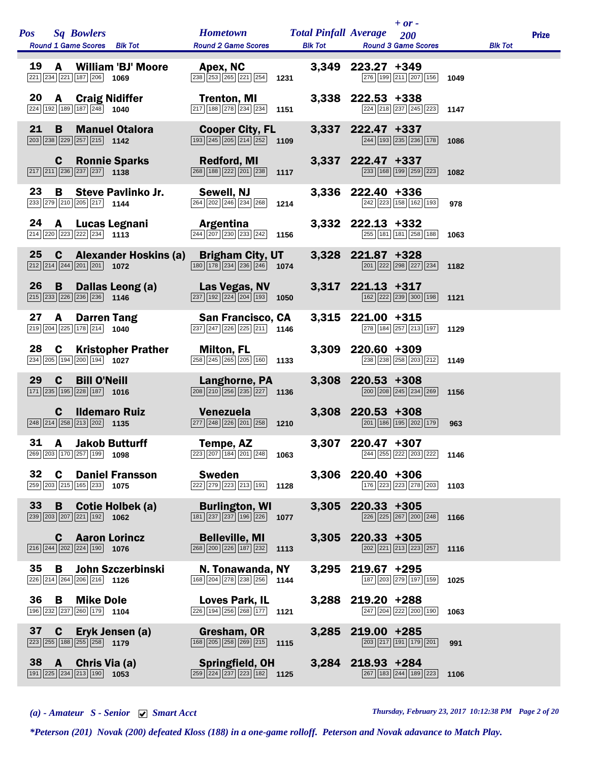| Pos | Sq | Bowlers | Hometown | Total Pinfall | Average | + or - 200 | Round 1 Game Scores | Blk Tot | Round 2 Game Scores | Blk Tot | Round 3 Game Scores | Blk Tot | Prize |
|---|---|---|---|---|---|---|---|---|---|---|---|---|---|
| 19 | A | William 'BJ' Moore | Apex, NC | 3,349 | 223.27 | +349 | 221 234 221 187 206 | 1069 | 238 253 265 221 254 | 1231 | 276 199 211 207 156 | 1049 | |
| 20 | A | Craig Nidiffer | Trenton, MI | 3,338 | 222.53 | +338 | 224 192 189 187 248 | 1040 | 217 188 278 234 234 | 1151 | 224 218 237 245 223 | 1147 | |
| 21 | B | Manuel Otalora | Cooper City, FL | 3,337 | 222.47 | +337 | 203 238 229 257 215 | 1142 | 193 245 205 214 252 | 1109 | 244 193 235 236 178 | 1086 | |
| | C | Ronnie Sparks | Redford, MI | 3,337 | 222.47 | +337 | 217 211 236 237 237 | 1138 | 268 188 222 201 238 | 1117 | 233 168 199 259 223 | 1082 | |
| 23 | B | Steve Pavlinko Jr. | Sewell, NJ | 3,336 | 222.40 | +336 | 233 279 210 205 217 | 1144 | 264 202 246 234 268 | 1214 | 242 223 158 162 193 | 978 | |
| 24 | A | Lucas Legnani | Argentina | 3,332 | 222.13 | +332 | 214 220 223 222 234 | 1113 | 244 207 230 233 242 | 1156 | 255 181 181 258 188 | 1063 | |
| 25 | C | Alexander Hoskins (a) | Brigham City, UT | 3,328 | 221.87 | +328 | 212 214 244 201 201 | 1072 | 180 178 234 236 246 | 1074 | 201 222 298 227 234 | 1182 | |
| 26 | B | Dallas Leong (a) | Las Vegas, NV | 3,317 | 221.13 | +317 | 215 233 226 236 236 | 1146 | 237 192 224 204 193 | 1050 | 162 222 239 300 198 | 1121 | |
| 27 | A | Darren Tang | San Francisco, CA | 3,315 | 221.00 | +315 | 219 204 225 178 214 | 1040 | 237 247 226 225 211 | 1146 | 278 184 257 213 197 | 1129 | |
| 28 | C | Kristopher Prather | Milton, FL | 3,309 | 220.60 | +309 | 234 205 194 200 194 | 1027 | 258 245 265 205 160 | 1133 | 238 238 258 203 212 | 1149 | |
| 29 | C | Bill O'Neill | Langhorne, PA | 3,308 | 220.53 | +308 | 171 235 195 228 187 | 1016 | 208 210 256 235 227 | 1136 | 200 208 245 234 269 | 1156 | |
| | C | Ildemaro Ruiz | Venezuela | 3,308 | 220.53 | +308 | 248 214 258 213 202 | 1135 | 277 248 226 201 258 | 1210 | 201 186 195 202 179 | 963 | |
| 31 | A | Jakob Butturff | Tempe, AZ | 3,307 | 220.47 | +307 | 269 203 170 257 199 | 1098 | 223 207 184 201 248 | 1063 | 244 255 222 203 222 | 1146 | |
| 32 | C | Daniel Fransson | Sweden | 3,306 | 220.40 | +306 | 259 203 215 165 233 | 1075 | 222 279 223 213 191 | 1128 | 176 223 223 278 203 | 1103 | |
| 33 | B | Cotie Holbek (a) | Burlington, WI | 3,305 | 220.33 | +305 | 239 203 207 221 192 | 1062 | 181 237 237 196 226 | 1077 | 226 225 267 200 248 | 1166 | |
| | C | Aaron Lorincz | Belleville, MI | 3,305 | 220.33 | +305 | 216 244 202 224 190 | 1076 | 268 200 226 187 232 | 1113 | 202 221 213 223 257 | 1116 | |
| 35 | B | John Szczerbinski | N. Tonawanda, NY | 3,295 | 219.67 | +295 | 226 214 264 206 216 | 1126 | 168 204 278 238 256 | 1144 | 187 203 279 197 159 | 1025 | |
| 36 | B | Mike Dole | Loves Park, IL | 3,288 | 219.20 | +288 | 196 232 237 260 179 | 1104 | 226 194 256 268 177 | 1121 | 247 204 222 200 190 | 1063 | |
| 37 | C | Eryk Jensen (a) | Gresham, OR | 3,285 | 219.00 | +285 | 223 255 188 255 258 | 1179 | 168 205 258 269 215 | 1115 | 203 217 191 179 201 | 991 | |
| 38 | A | Chris Via (a) | Springfield, OH | 3,284 | 218.93 | +284 | 191 225 234 213 190 | 1053 | 259 224 237 223 182 | 1125 | 267 183 244 189 223 | 1106 | |

*(a) - Amateur S - Senior ☑ Smart Acct*

*Thursday, February 23, 2017 10:12:38 PM*

*\*Peterson (201) Novak (200) defeated Kloss (188) in a one-game rolloff. Peterson and Novak adavance to Match Play.*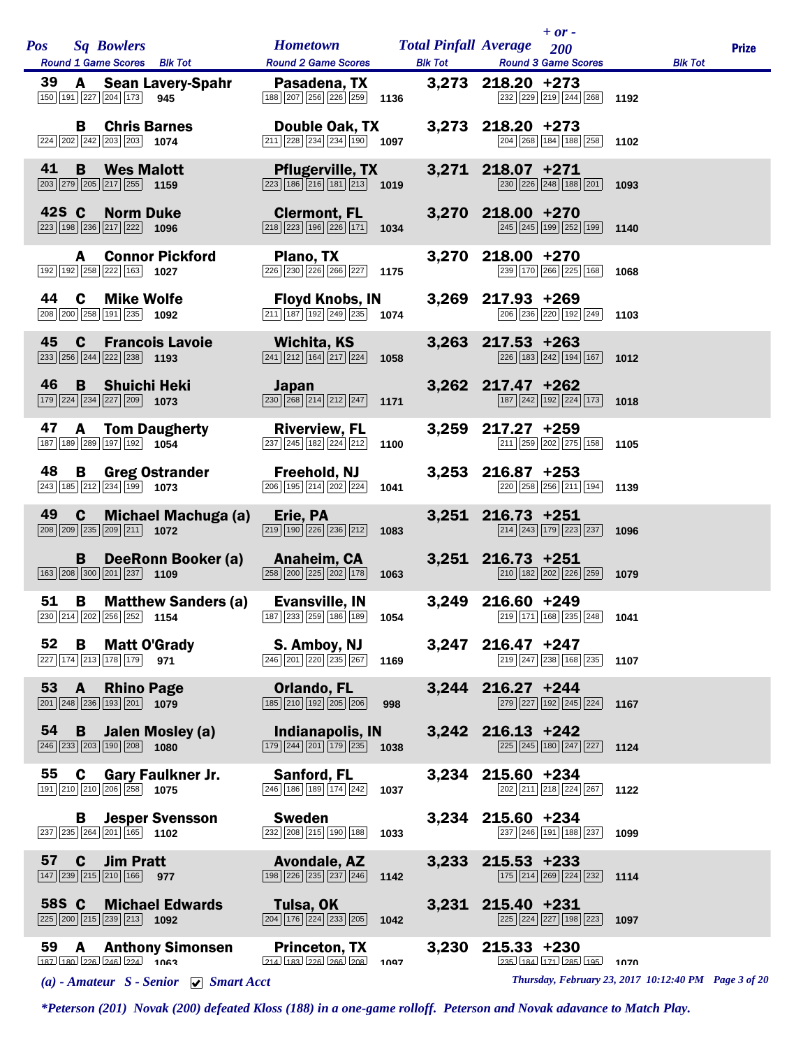| Pos | Sq | Bowlers | Hometown | Total Pinfall | Average | + or - 200 | Prize |
|---|---|---|---|---|---|---|---|
| | | Round 1 Game Scores / Blk Tot | Round 2 Game Scores / Blk Tot | | Round 3 Game Scores | Blk Tot | |
| 39 | A | Sean Lavery-Spahr | Pasadena, TX | 3,273 | 218.20 | +273 | |
| | | 150 191 227 204 173 / 945 | 188 207 256 226 259 / 1136 | | 232 229 219 244 268 | 1192 | |
| | B | Chris Barnes | Double Oak, TX | 3,273 | 218.20 | +273 | |
| | | 224 202 242 203 203 / 1074 | 211 228 234 234 190 / 1097 | | 204 268 184 188 258 | 1102 | |
| 41 | B | Wes Malott | Pflugerville, TX | 3,271 | 218.07 | +271 | |
| | | 203 279 205 217 255 / 1159 | 223 186 216 181 213 / 1019 | | 230 226 248 188 201 | 1093 | |
| 42S | C | Norm Duke | Clermont, FL | 3,270 | 218.00 | +270 | |
| | | 223 198 236 217 222 / 1096 | 218 223 196 226 171 / 1034 | | 245 245 199 252 199 | 1140 | |
| | A | Connor Pickford | Plano, TX | 3,270 | 218.00 | +270 | |
| | | 192 192 258 222 163 / 1027 | 226 230 226 266 227 / 1175 | | 239 170 266 225 168 | 1068 | |
| 44 | C | Mike Wolfe | Floyd Knobs, IN | 3,269 | 217.93 | +269 | |
| | | 208 200 258 191 235 / 1092 | 211 187 192 249 235 / 1074 | | 206 236 220 192 249 | 1103 | |
| 45 | C | Francois Lavoie | Wichita, KS | 3,263 | 217.53 | +263 | |
| | | 233 256 244 222 238 / 1193 | 241 212 164 217 224 / 1058 | | 226 183 242 194 167 | 1012 | |
| 46 | B | Shuichi Heki | Japan | 3,262 | 217.47 | +262 | |
| | | 179 224 234 227 209 / 1073 | 230 268 214 212 247 / 1171 | | 187 242 192 224 173 | 1018 | |
| 47 | A | Tom Daugherty | Riverview, FL | 3,259 | 217.27 | +259 | |
| | | 187 189 289 197 192 / 1054 | 237 245 182 224 212 / 1100 | | 211 259 202 275 158 | 1105 | |
| 48 | B | Greg Ostrander | Freehold, NJ | 3,253 | 216.87 | +253 | |
| | | 243 185 212 234 199 / 1073 | 206 195 214 202 224 / 1041 | | 220 258 256 211 194 | 1139 | |
| 49 | C | Michael Machuga (a) | Erie, PA | 3,251 | 216.73 | +251 | |
| | | 208 209 235 209 211 / 1072 | 219 190 226 236 212 / 1083 | | 214 243 179 223 237 | 1096 | |
| | B | DeeRonn Booker (a) | Anaheim, CA | 3,251 | 216.73 | +251 | |
| | | 163 208 300 201 237 / 1109 | 258 200 225 202 178 / 1063 | | 210 182 202 226 259 | 1079 | |
| 51 | B | Matthew Sanders (a) | Evansville, IN | 3,249 | 216.60 | +249 | |
| | | 230 214 202 256 252 / 1154 | 187 233 259 186 189 / 1054 | | 219 171 168 235 248 | 1041 | |
| 52 | B | Matt O'Grady | S. Amboy, NJ | 3,247 | 216.47 | +247 | |
| | | 227 174 213 178 179 / 971 | 246 201 220 235 267 / 1169 | | 219 247 238 168 235 | 1107 | |
| 53 | A | Rhino Page | Orlando, FL | 3,244 | 216.27 | +244 | |
| | | 201 248 236 193 201 / 1079 | 185 210 192 205 206 / 998 | | 279 227 192 245 224 | 1167 | |
| 54 | B | Jalen Mosley (a) | Indianapolis, IN | 3,242 | 216.13 | +242 | |
| | | 246 233 203 190 208 / 1080 | 179 244 201 179 235 / 1038 | | 225 245 180 247 227 | 1124 | |
| 55 | C | Gary Faulkner Jr. | Sanford, FL | 3,234 | 215.60 | +234 | |
| | | 191 210 210 206 258 / 1075 | 246 186 189 174 242 / 1037 | | 202 211 218 224 267 | 1122 | |
| | B | Jesper Svensson | Sweden | 3,234 | 215.60 | +234 | |
| | | 237 235 264 201 165 / 1102 | 232 208 215 190 188 / 1033 | | 237 246 191 188 237 | 1099 | |
| 57 | C | Jim Pratt | Avondale, AZ | 3,233 | 215.53 | +233 | |
| | | 147 239 215 210 166 / 977 | 198 226 235 237 246 / 1142 | | 175 214 269 224 232 | 1114 | |
| 58S | C | Michael Edwards | Tulsa, OK | 3,231 | 215.40 | +231 | |
| | | 225 200 215 239 213 / 1092 | 204 176 224 233 205 / 1042 | | 225 224 227 198 223 | 1097 | |
| 59 | A | Anthony Simonsen | Princeton, TX | 3,230 | 215.33 | +230 | |
| | | 187 180 226 246 224 / 1063 | 214 183 226 266 208 / 1097 | | 235 184 171 285 195 | 1070 | |

*(a) - Amateur   S - Senior   ☑ Smart Acct*

*\*Peterson (201) Novak (200) defeated Kloss (188) in a one-game rolloff. Peterson and Novak adavance to Match Play.*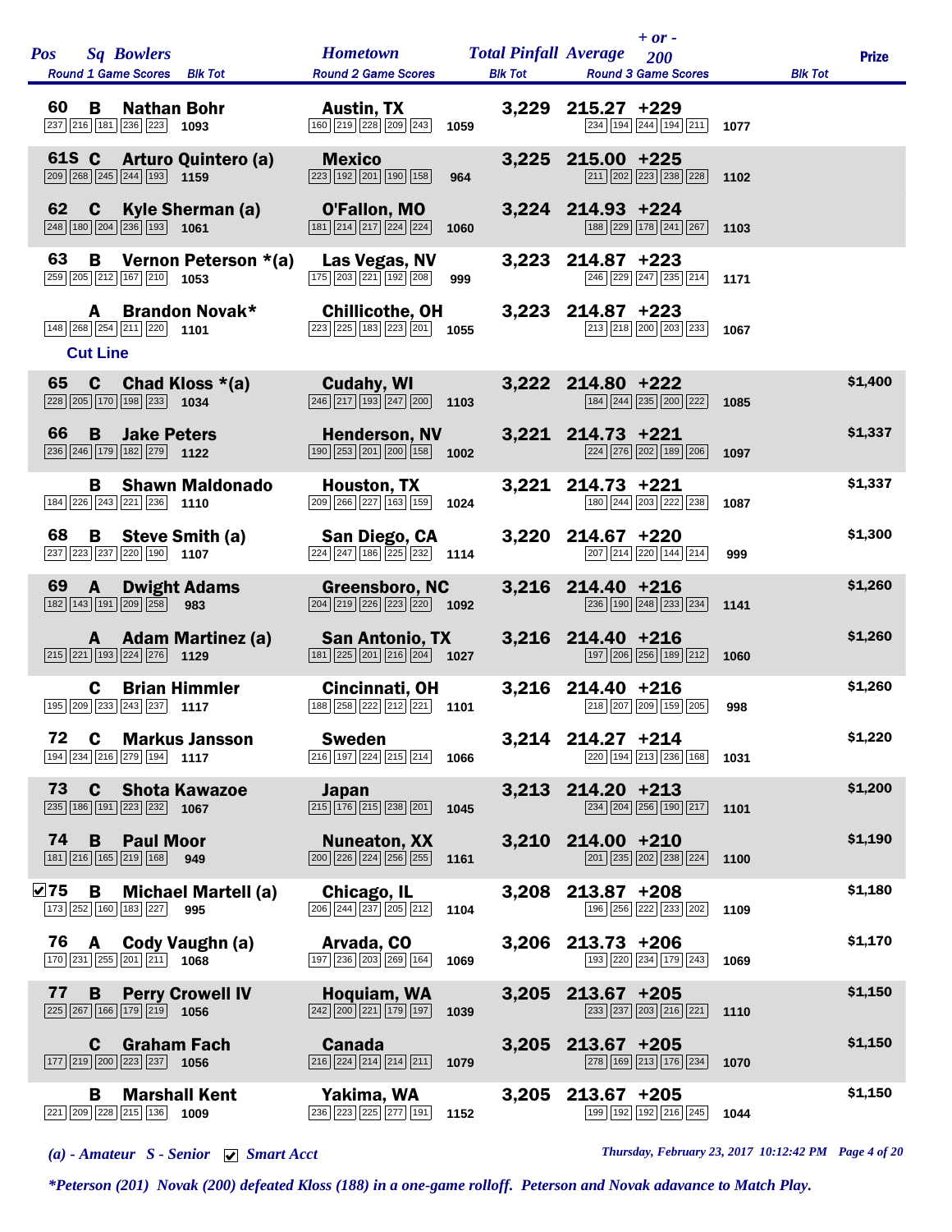| Pos | Sq | Bowlers | Hometown | Round 1 Game Scores | Blk Tot | Round 2 Game Scores | Blk Tot | Total Pinfall | Average | + or - 200 | Round 3 Game Scores | Blk Tot | Prize |
|---|---|---|---|---|---|---|---|---|---|---|---|---|---|
| 60 | B | Nathan Bohr | Austin, TX | 237 216 181 236 223 | 1093 | 160 219 228 209 243 | 1059 | 3,229 | 215.27 | +229 | 234 194 244 194 211 | 1077 | |
| 61S | C | Arturo Quintero (a) | Mexico | 209 268 245 244 193 | 1159 | 223 192 201 190 158 | 964 | 3,225 | 215.00 | +225 | 211 202 223 238 228 | 1102 | |
| 62 | C | Kyle Sherman (a) | O'Fallon, MO | 248 180 204 236 193 | 1061 | 181 214 217 224 224 | 1060 | 3,224 | 214.93 | +224 | 188 229 178 241 267 | 1103 | |
| 63 | B | Vernon Peterson *(a) | Las Vegas, NV | 259 205 212 167 210 | 1053 | 175 203 221 192 208 | 999 | 3,223 | 214.87 | +223 | 246 229 247 235 214 | 1171 | |
| | A | Brandon Novak* | Chillicothe, OH | 148 268 254 211 220 | 1101 | 223 225 183 223 201 | 1055 | 3,223 | 214.87 | +223 | 213 218 200 203 233 | 1067 | |
| **Cut Line** | | | | | | | | | | | | | |
| 65 | C | Chad Kloss *(a) | Cudahy, WI | 228 205 170 198 233 | 1034 | 246 217 193 247 200 | 1103 | 3,222 | 214.80 | +222 | 184 244 235 200 222 | 1085 | $1,400 |
| 66 | B | Jake Peters | Henderson, NV | 236 246 179 182 279 | 1122 | 190 253 201 200 158 | 1002 | 3,221 | 214.73 | +221 | 224 276 202 189 206 | 1097 | $1,337 |
| | B | Shawn Maldonado | Houston, TX | 184 226 243 221 236 | 1110 | 209 266 227 163 159 | 1024 | 3,221 | 214.73 | +221 | 180 244 203 222 238 | 1087 | $1,337 |
| 68 | B | Steve Smith (a) | San Diego, CA | 237 223 237 220 190 | 1107 | 224 247 186 225 232 | 1114 | 3,220 | 214.67 | +220 | 207 214 220 144 214 | 999 | $1,300 |
| 69 | A | Dwight Adams | Greensboro, NC | 182 143 191 209 258 | 983 | 204 219 226 223 220 | 1092 | 3,216 | 214.40 | +216 | 236 190 248 233 234 | 1141 | $1,260 |
| | A | Adam Martinez (a) | San Antonio, TX | 215 221 193 224 276 | 1129 | 181 225 201 216 204 | 1027 | 3,216 | 214.40 | +216 | 197 206 256 189 212 | 1060 | $1,260 |
| | C | Brian Himmler | Cincinnati, OH | 195 209 233 243 237 | 1117 | 188 258 222 212 221 | 1101 | 3,216 | 214.40 | +216 | 218 207 209 159 205 | 998 | $1,260 |
| 72 | C | Markus Jansson | Sweden | 194 234 216 279 194 | 1117 | 216 197 224 215 214 | 1066 | 3,214 | 214.27 | +214 | 220 194 213 236 168 | 1031 | $1,220 |
| 73 | C | Shota Kawazoe | Japan | 235 186 191 223 232 | 1067 | 215 176 215 238 201 | 1045 | 3,213 | 214.20 | +213 | 234 204 256 190 217 | 1101 | $1,200 |
| 74 | B | Paul Moor | Nuneaton, XX | 181 216 165 219 168 | 949 | 200 226 224 256 255 | 1161 | 3,210 | 214.00 | +210 | 201 235 202 238 224 | 1100 | $1,190 |
| ☑75 | B | Michael Martell (a) | Chicago, IL | 173 252 160 183 227 | 995 | 206 244 237 205 212 | 1104 | 3,208 | 213.87 | +208 | 196 256 222 233 202 | 1109 | $1,180 |
| 76 | A | Cody Vaughn (a) | Arvada, CO | 170 231 255 201 211 | 1068 | 197 236 203 269 164 | 1069 | 3,206 | 213.73 | +206 | 193 220 234 179 243 | 1069 | $1,170 |
| 77 | B | Perry Crowell IV | Hoquiam, WA | 225 267 166 179 219 | 1056 | 242 200 221 179 197 | 1039 | 3,205 | 213.67 | +205 | 233 237 203 216 221 | 1110 | $1,150 |
| | C | Graham Fach | Canada | 177 219 200 223 237 | 1056 | 216 224 214 214 211 | 1079 | 3,205 | 213.67 | +205 | 278 169 213 176 234 | 1070 | $1,150 |
| | B | Marshall Kent | Yakima, WA | 221 209 228 215 136 | 1009 | 236 223 225 277 191 | 1152 | 3,205 | 213.67 | +205 | 199 192 192 216 245 | 1044 | $1,150 |

*(a) - Amateur S - Senior ☑ Smart Acct*

*Thursday, February 23, 2017 10:12:42 PM*

**\*Peterson (201) Novak (200) defeated Kloss (188) in a one-game rolloff. Peterson and Novak adavance to Match Play.**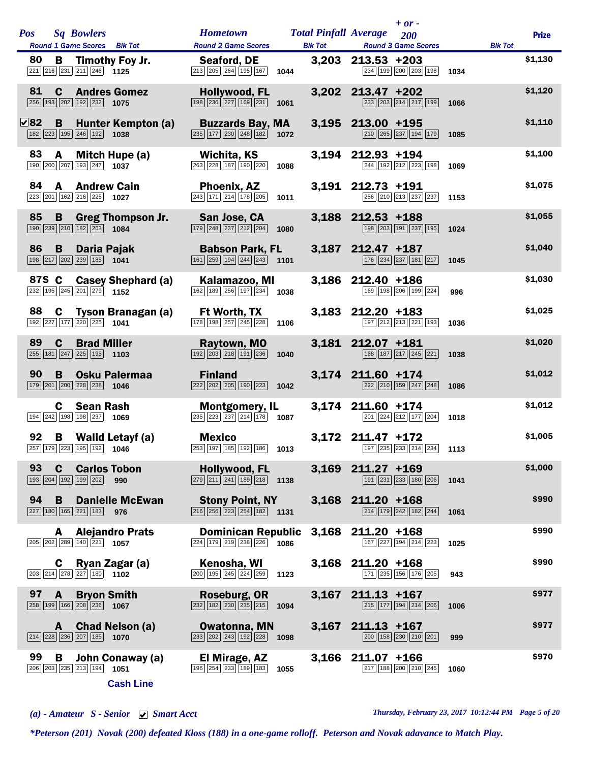| Pos | Sq | Bowlers | Hometown | Total Pinfall | Average | + or - 200 | Prize |
|---|---|---|---|---|---|---|---|
| | | Round 1 Game Scores / Blk Tot | Round 2 Game Scores / Blk Tot | | Round 3 Game Scores / Blk Tot | | |
| 80 | B | Timothy Foy Jr. | Seaford, DE | 3,203 | 213.53 | +203 | $1,130 |
| | | 221 216 231 211 246 — 1125 | 213 205 264 195 167 — 1044 | | 234 199 200 203 198 — 1034 | | |
| 81 | C | Andres Gomez | Hollywood, FL | 3,202 | 213.47 | +202 | $1,120 |
| | | 256 193 202 192 232 — 1075 | 198 236 227 169 231 — 1061 | | 233 203 214 217 199 — 1066 | | |
| ☑82 | B | Hunter Kempton (a) | Buzzards Bay, MA | 3,195 | 213.00 | +195 | $1,110 |
| | | 182 223 195 246 192 — 1038 | 235 177 230 248 182 — 1072 | | 210 265 237 194 179 — 1085 | | |
| 83 | A | Mitch Hupe (a) | Wichita, KS | 3,194 | 212.93 | +194 | $1,100 |
| | | 190 200 207 193 247 — 1037 | 263 228 187 190 220 — 1088 | | 244 192 212 223 198 — 1069 | | |
| 84 | A | Andrew Cain | Phoenix, AZ | 3,191 | 212.73 | +191 | $1,075 |
| | | 223 201 162 216 225 — 1027 | 243 171 214 178 205 — 1011 | | 256 210 213 237 237 — 1153 | | |
| 85 | B | Greg Thompson Jr. | San Jose, CA | 3,188 | 212.53 | +188 | $1,055 |
| | | 190 239 210 182 263 — 1084 | 179 248 237 212 204 — 1080 | | 198 203 191 237 195 — 1024 | | |
| 86 | B | Daria Pajak | Babson Park, FL | 3,187 | 212.47 | +187 | $1,040 |
| | | 198 217 202 239 185 — 1041 | 161 259 194 244 243 — 1101 | | 176 234 237 181 217 — 1045 | | |
| 87S | C | Casey Shephard (a) | Kalamazoo, MI | 3,186 | 212.40 | +186 | $1,030 |
| | | 232 195 245 201 279 — 1152 | 162 189 256 197 234 — 1038 | | 169 198 206 199 224 — 996 | | |
| 88 | C | Tyson Branagan (a) | Ft Worth, TX | 3,183 | 212.20 | +183 | $1,025 |
| | | 192 227 177 220 225 — 1041 | 178 198 257 245 228 — 1106 | | 197 212 213 221 193 — 1036 | | |
| 89 | C | Brad Miller | Raytown, MO | 3,181 | 212.07 | +181 | $1,020 |
| | | 255 181 247 225 195 — 1103 | 192 203 218 191 236 — 1040 | | 168 187 217 245 221 — 1038 | | |
| 90 | B | Osku Palermaa | Finland | 3,174 | 211.60 | +174 | $1,012 |
| | | 179 201 200 228 238 — 1046 | 222 202 205 190 223 — 1042 | | 222 210 159 247 248 — 1086 | | |
| | C | Sean Rash | Montgomery, IL | 3,174 | 211.60 | +174 | $1,012 |
| | | 194 242 198 198 237 — 1069 | 235 223 237 214 178 — 1087 | | 201 224 212 177 204 — 1018 | | |
| 92 | B | Walid Letayf (a) | Mexico | 3,172 | 211.47 | +172 | $1,005 |
| | | 257 179 223 195 192 — 1046 | 253 197 185 192 186 — 1013 | | 197 235 233 214 234 — 1113 | | |
| 93 | C | Carlos Tobon | Hollywood, FL | 3,169 | 211.27 | +169 | $1,000 |
| | | 193 204 192 199 202 — 990 | 279 211 241 189 218 — 1138 | | 191 231 233 180 206 — 1041 | | |
| 94 | B | Danielle McEwan | Stony Point, NY | 3,168 | 211.20 | +168 | $990 |
| | | 227 180 165 221 183 — 976 | 216 256 223 254 182 — 1131 | | 214 179 242 182 244 — 1061 | | |
| | A | Alejandro Prats | Dominican Republic | 3,168 | 211.20 | +168 | $990 |
| | | 205 202 289 140 221 — 1057 | 224 179 219 238 226 — 1086 | | 167 227 194 214 223 — 1025 | | |
| | C | Ryan Zagar (a) | Kenosha, WI | 3,168 | 211.20 | +168 | $990 |
| | | 203 214 278 227 180 — 1102 | 200 195 245 224 259 — 1123 | | 171 235 156 176 205 — 943 | | |
| 97 | A | Bryon Smith | Roseburg, OR | 3,167 | 211.13 | +167 | $977 |
| | | 258 199 166 208 236 — 1067 | 232 182 230 235 215 — 1094 | | 215 177 194 214 206 — 1006 | | |
| | A | Chad Nelson (a) | Owatonna, MN | 3,167 | 211.13 | +167 | $977 |
| | | 214 228 236 207 185 — 1070 | 233 202 243 192 228 — 1098 | | 200 158 230 210 201 — 999 | | |
| 99 | B | John Conaway (a) | El Mirage, AZ | 3,166 | 211.07 | +166 | $970 |
| | | 206 203 235 213 194 — 1051 | 196 254 233 189 183 — 1055 | | 217 188 200 210 245 — 1060 | | |

**Cash Line**

*(a) - Amateur* *S - Senior* ☑ *Smart Acct*

*Thursday, February 23, 2017 10:12:44 PM*

*\*Peterson (201) Novak (200) defeated Kloss (188) in a one-game rolloff. Peterson and Novak adavance to Match Play.*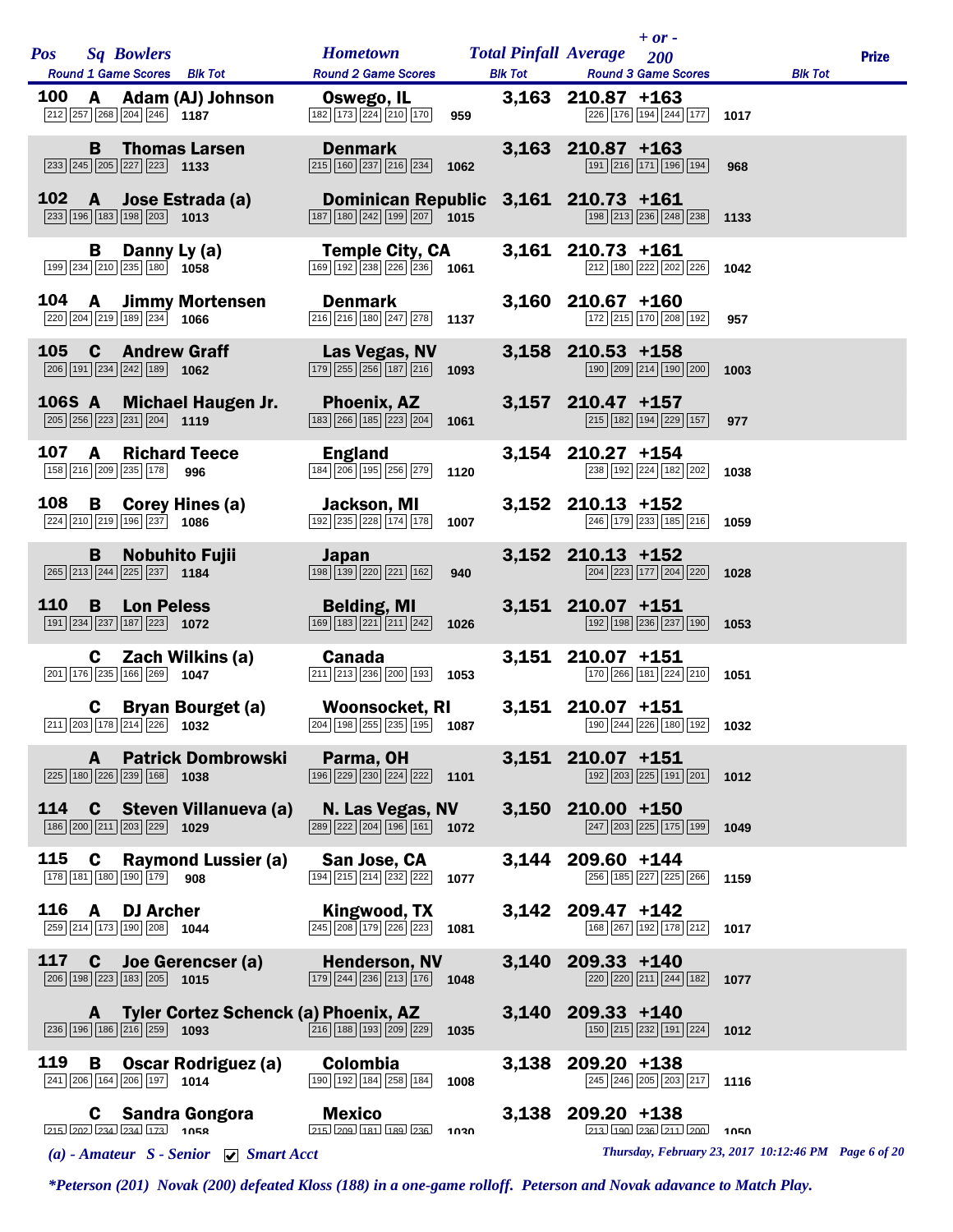| Pos | Sq | Bowlers | Hometown | Total Pinfall | Average | + or - 200 | Prize |
|---|---|---|---|---|---|---|---|
| | | Round 1 Game Scores / Blk Tot | Round 2 Game Scores / Blk Tot | | Round 3 Game Scores / Blk Tot | | |
| 100 | A | Adam (AJ) Johnson | Oswego, IL | 3,163 | 210.87 | +163 | |
| | | 212 257 268 204 246 — 1187 | 182 173 224 210 170 — 959 | | 226 176 194 244 177 — 1017 | | |
| | B | Thomas Larsen | Denmark | 3,163 | 210.87 | +163 | |
| | | 233 245 205 227 223 — 1133 | 215 160 237 216 234 — 1062 | | 191 216 171 196 194 — 968 | | |
| 102 | A | Jose Estrada (a) | Dominican Republic | 3,161 | 210.73 | +161 | |
| | | 233 196 183 198 203 — 1013 | 187 180 242 199 207 — 1015 | | 198 213 236 248 238 — 1133 | | |
| | B | Danny Ly (a) | Temple City, CA | 3,161 | 210.73 | +161 | |
| | | 199 234 210 235 180 — 1058 | 169 192 238 226 236 — 1061 | | 212 180 222 202 226 — 1042 | | |
| 104 | A | Jimmy Mortensen | Denmark | 3,160 | 210.67 | +160 | |
| | | 220 204 219 189 234 — 1066 | 216 216 180 247 278 — 1137 | | 172 215 170 208 192 — 957 | | |
| 105 | C | Andrew Graff | Las Vegas, NV | 3,158 | 210.53 | +158 | |
| | | 206 191 234 242 189 — 1062 | 179 255 256 187 216 — 1093 | | 190 209 214 190 200 — 1003 | | |
| 106S | A | Michael Haugen Jr. | Phoenix, AZ | 3,157 | 210.47 | +157 | |
| | | 205 256 223 231 204 — 1119 | 183 266 185 223 204 — 1061 | | 215 182 194 229 157 — 977 | | |
| 107 | A | Richard Teece | England | 3,154 | 210.27 | +154 | |
| | | 158 216 209 235 178 — 996 | 184 206 195 256 279 — 1120 | | 238 192 224 182 202 — 1038 | | |
| 108 | B | Corey Hines (a) | Jackson, MI | 3,152 | 210.13 | +152 | |
| | | 224 210 219 196 237 — 1086 | 192 235 228 174 178 — 1007 | | 246 179 233 185 216 — 1059 | | |
| | B | Nobuhito Fujii | Japan | 3,152 | 210.13 | +152 | |
| | | 265 213 244 225 237 — 1184 | 198 139 220 221 162 — 940 | | 204 223 177 204 220 — 1028 | | |
| 110 | B | Lon Peless | Belding, MI | 3,151 | 210.07 | +151 | |
| | | 191 234 237 187 223 — 1072 | 169 183 221 211 242 — 1026 | | 192 198 236 237 190 — 1053 | | |
| | C | Zach Wilkins (a) | Canada | 3,151 | 210.07 | +151 | |
| | | 201 176 235 166 269 — 1047 | 211 213 236 200 193 — 1053 | | 170 266 181 224 210 — 1051 | | |
| | C | Bryan Bourget (a) | Woonsocket, RI | 3,151 | 210.07 | +151 | |
| | | 211 203 178 214 226 — 1032 | 204 198 255 235 195 — 1087 | | 190 244 226 180 192 — 1032 | | |
| | A | Patrick Dombrowski | Parma, OH | 3,151 | 210.07 | +151 | |
| | | 225 180 226 239 168 — 1038 | 196 229 230 224 222 — 1101 | | 192 203 225 191 201 — 1012 | | |
| 114 | C | Steven Villanueva (a) | N. Las Vegas, NV | 3,150 | 210.00 | +150 | |
| | | 186 200 211 203 229 — 1029 | 289 222 204 196 161 — 1072 | | 247 203 225 175 199 — 1049 | | |
| 115 | C | Raymond Lussier (a) | San Jose, CA | 3,144 | 209.60 | +144 | |
| | | 178 181 180 190 179 — 908 | 194 215 214 232 222 — 1077 | | 256 185 227 225 266 — 1159 | | |
| 116 | A | DJ Archer | Kingwood, TX | 3,142 | 209.47 | +142 | |
| | | 259 214 173 190 208 — 1044 | 245 208 179 226 223 — 1081 | | 168 267 192 178 212 — 1017 | | |
| 117 | C | Joe Gerencser (a) | Henderson, NV | 3,140 | 209.33 | +140 | |
| | | 206 198 223 183 205 — 1015 | 179 244 236 213 176 — 1048 | | 220 220 211 244 182 — 1077 | | |
| | A | Tyler Cortez Schenck (a) | Phoenix, AZ | 3,140 | 209.33 | +140 | |
| | | 236 196 186 216 259 — 1093 | 216 188 193 209 229 — 1035 | | 150 215 232 191 224 — 1012 | | |
| 119 | B | Oscar Rodriguez (a) | Colombia | 3,138 | 209.20 | +138 | |
| | | 241 206 164 206 197 — 1014 | 190 192 184 258 184 — 1008 | | 245 246 205 203 217 — 1116 | | |
| | C | Sandra Gongora | Mexico | 3,138 | 209.20 | +138 | |
| | | 215 202 234 234 173 — 1058 | 215 209 181 189 236 — 1030 | | 213 190 236 211 200 — 1050 | | |

*(a) - Amateur S - Senior ☑ Smart Acct*

*Thursday, February 23, 2017 10:12:46 PM*

**Peterson (201) Novak (200) defeated Kloss (188) in a one-game rolloff. Peterson and Novak adavance to Match Play.*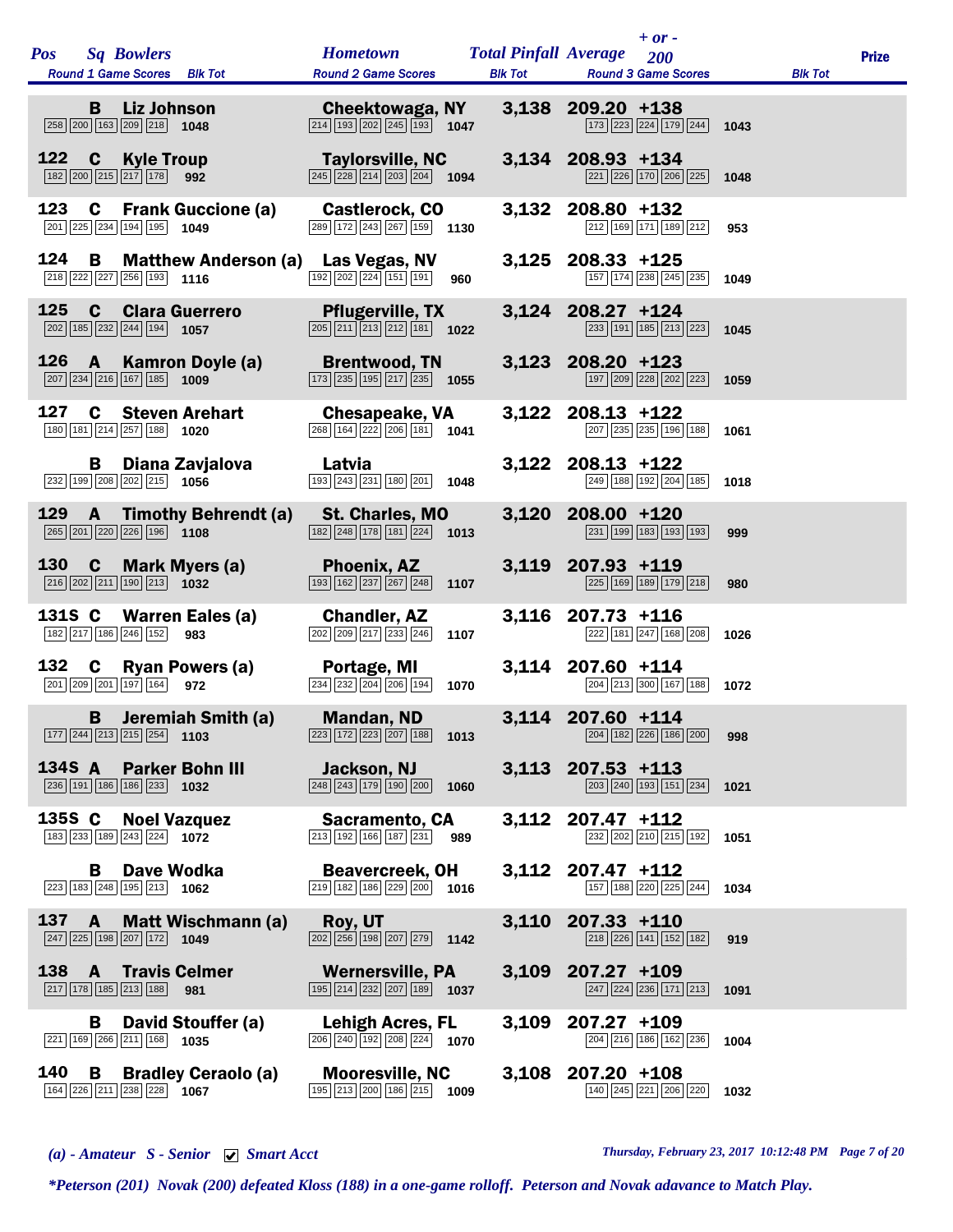| Pos | Sq | Bowlers | Round 1 Game Scores | Blk Tot | Hometown | Round 2 Game Scores | Blk Tot | Total Pinfall | Average | + or - 200 | Round 3 Game Scores | Blk Tot | Prize |
|---|---|---|---|---|---|---|---|---|---|---|---|---|---|
| | B | Liz Johnson | 258 200 163 209 218 | 1048 | Cheektowaga, NY | 214 193 202 245 193 | 1047 | 3,138 | 209.20 | +138 | 173 223 224 179 244 | 1043 | |
| 122 | C | Kyle Troup | 182 200 215 217 178 | 992 | Taylorsville, NC | 245 228 214 203 204 | 1094 | 3,134 | 208.93 | +134 | 221 226 170 206 225 | 1048 | |
| 123 | C | Frank Guccione (a) | 201 225 234 194 195 | 1049 | Castlerock, CO | 289 172 243 267 159 | 1130 | 3,132 | 208.80 | +132 | 212 169 171 189 212 | 953 | |
| 124 | B | Matthew Anderson (a) | 218 222 227 256 193 | 1116 | Las Vegas, NV | 192 202 224 151 191 | 960 | 3,125 | 208.33 | +125 | 157 174 238 245 235 | 1049 | |
| 125 | C | Clara Guerrero | 202 185 232 244 194 | 1057 | Pflugerville, TX | 205 211 213 212 181 | 1022 | 3,124 | 208.27 | +124 | 233 191 185 213 223 | 1045 | |
| 126 | A | Kamron Doyle (a) | 207 234 216 167 185 | 1009 | Brentwood, TN | 173 235 195 217 235 | 1055 | 3,123 | 208.20 | +123 | 197 209 228 202 223 | 1059 | |
| 127 | C | Steven Arehart | 180 181 214 257 188 | 1020 | Chesapeake, VA | 268 164 222 206 181 | 1041 | 3,122 | 208.13 | +122 | 207 235 235 196 188 | 1061 | |
| | B | Diana Zavjalova | 232 199 208 202 215 | 1056 | Latvia | 193 243 231 180 201 | 1048 | 3,122 | 208.13 | +122 | 249 188 192 204 185 | 1018 | |
| 129 | A | Timothy Behrendt (a) | 265 201 220 226 196 | 1108 | St. Charles, MO | 182 248 178 181 224 | 1013 | 3,120 | 208.00 | +120 | 231 199 183 193 193 | 999 | |
| 130 | C | Mark Myers (a) | 216 202 211 190 213 | 1032 | Phoenix, AZ | 193 162 237 267 248 | 1107 | 3,119 | 207.93 | +119 | 225 169 189 179 218 | 980 | |
| 131S | C | Warren Eales (a) | 182 217 186 246 152 | 983 | Chandler, AZ | 202 209 217 233 246 | 1107 | 3,116 | 207.73 | +116 | 222 181 247 168 208 | 1026 | |
| 132 | C | Ryan Powers (a) | 201 209 201 197 164 | 972 | Portage, MI | 234 232 204 206 194 | 1070 | 3,114 | 207.60 | +114 | 204 213 300 167 188 | 1072 | |
| | B | Jeremiah Smith (a) | 177 244 213 215 254 | 1103 | Mandan, ND | 223 172 223 207 188 | 1013 | 3,114 | 207.60 | +114 | 204 182 226 186 200 | 998 | |
| 134S | A | Parker Bohn III | 236 191 186 186 233 | 1032 | Jackson, NJ | 248 243 179 190 200 | 1060 | 3,113 | 207.53 | +113 | 203 240 193 151 234 | 1021 | |
| 135S | C | Noel Vazquez | 183 233 189 243 224 | 1072 | Sacramento, CA | 213 192 166 187 231 | 989 | 3,112 | 207.47 | +112 | 232 202 210 215 192 | 1051 | |
| | B | Dave Wodka | 223 183 248 195 213 | 1062 | Beavercreek, OH | 219 182 186 229 200 | 1016 | 3,112 | 207.47 | +112 | 157 188 220 225 244 | 1034 | |
| 137 | A | Matt Wischmann (a) | 247 225 198 207 172 | 1049 | Roy, UT | 202 256 198 207 279 | 1142 | 3,110 | 207.33 | +110 | 218 226 141 152 182 | 919 | |
| 138 | A | Travis Celmer | 217 178 185 213 188 | 981 | Wernersville, PA | 195 214 232 207 189 | 1037 | 3,109 | 207.27 | +109 | 247 224 236 171 213 | 1091 | |
| | B | David Stouffer (a) | 221 169 266 211 168 | 1035 | Lehigh Acres, FL | 206 240 192 208 224 | 1070 | 3,109 | 207.27 | +109 | 204 216 186 162 236 | 1004 | |
| 140 | B | Bradley Ceraolo (a) | 164 226 211 238 228 | 1067 | Mooresville, NC | 195 213 200 186 215 | 1009 | 3,108 | 207.20 | +108 | 140 245 221 206 220 | 1032 | |

*(a) - Amateur S - Senior ☑ Smart Acct*

*Thursday, February 23, 2017 10:12:48 PM*

*\*Peterson (201) Novak (200) defeated Kloss (188) in a one-game rolloff. Peterson and Novak adavance to Match Play.*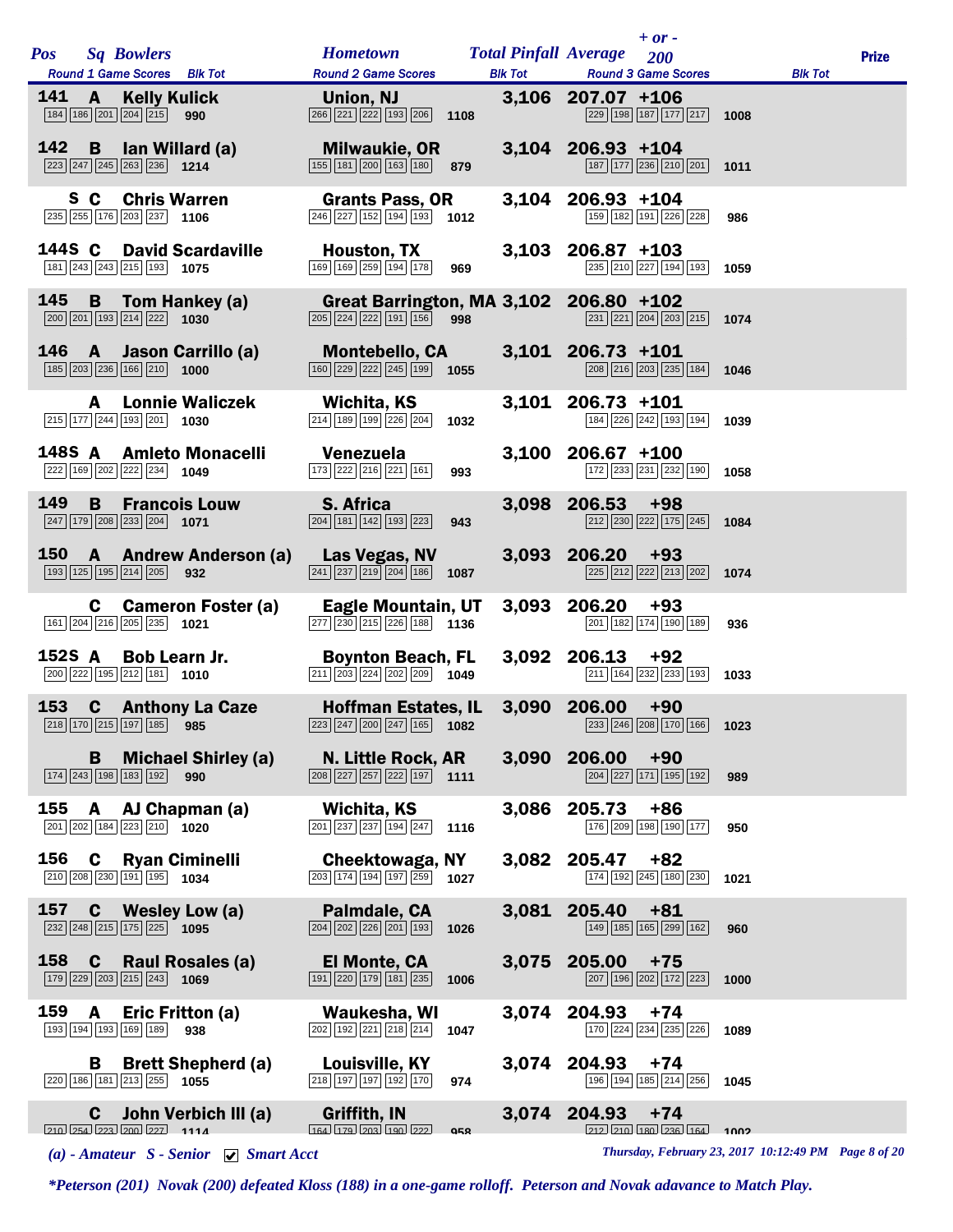| Pos | Sq | Bowlers | Hometown | Total Pinfall | Average | + or - 200 | Prize |
|---|---|---|---|---|---|---|---|
| | | Round 1 Game Scores / Blk Tot | Round 2 Game Scores / Blk Tot | | Round 3 Game Scores / Blk Tot | | |
| 141 | A | Kelly Kulick | Union, NJ | 3,106 | 207.07 | +106 | |
| | | 184 186 201 204 215 — 990 | 266 221 222 193 206 — 1108 | | 229 198 187 177 217 — 1008 | | |
| 142 | B | Ian Willard (a) | Milwaukie, OR | 3,104 | 206.93 | +104 | |
| | | 223 247 245 263 236 — 1214 | 155 181 200 163 180 — 879 | | 187 177 236 210 201 — 1011 | | |
| | S C | Chris Warren | Grants Pass, OR | 3,104 | 206.93 | +104 | |
| | | 235 255 176 203 237 — 1106 | 246 227 152 194 193 — 1012 | | 159 182 191 226 228 — 986 | | |
| 144S | C | David Scardaville | Houston, TX | 3,103 | 206.87 | +103 | |
| | | 181 243 243 215 193 — 1075 | 169 169 259 194 178 — 969 | | 235 210 227 194 193 — 1059 | | |
| 145 | B | Tom Hankey (a) | Great Barrington, MA | 3,102 | 206.80 | +102 | |
| | | 200 201 193 214 222 — 1030 | 205 224 222 191 156 — 998 | | 231 221 204 203 215 — 1074 | | |
| 146 | A | Jason Carrillo (a) | Montebello, CA | 3,101 | 206.73 | +101 | |
| | | 185 203 236 166 210 — 1000 | 160 229 222 245 199 — 1055 | | 208 216 203 235 184 — 1046 | | |
| | A | Lonnie Waliczek | Wichita, KS | 3,101 | 206.73 | +101 | |
| | | 215 177 244 193 201 — 1030 | 214 189 199 226 204 — 1032 | | 184 226 242 193 194 — 1039 | | |
| 148S | A | Amleto Monacelli | Venezuela | 3,100 | 206.67 | +100 | |
| | | 222 169 202 222 234 — 1049 | 173 222 216 221 161 — 993 | | 172 233 231 232 190 — 1058 | | |
| 149 | B | Francois Louw | S. Africa | 3,098 | 206.53 | +98 | |
| | | 247 179 208 233 204 — 1071 | 204 181 142 193 223 — 943 | | 212 230 222 175 245 — 1084 | | |
| 150 | A | Andrew Anderson (a) | Las Vegas, NV | 3,093 | 206.20 | +93 | |
| | | 193 125 195 214 205 — 932 | 241 237 219 204 186 — 1087 | | 225 212 222 213 202 — 1074 | | |
| | C | Cameron Foster (a) | Eagle Mountain, UT | 3,093 | 206.20 | +93 | |
| | | 161 204 216 205 235 — 1021 | 277 230 215 226 188 — 1136 | | 201 182 174 190 189 — 936 | | |
| 152S | A | Bob Learn Jr. | Boynton Beach, FL | 3,092 | 206.13 | +92 | |
| | | 200 222 195 212 181 — 1010 | 211 203 224 202 209 — 1049 | | 211 164 232 233 193 — 1033 | | |
| 153 | C | Anthony La Caze | Hoffman Estates, IL | 3,090 | 206.00 | +90 | |
| | | 218 170 215 197 185 — 985 | 223 247 200 247 165 — 1082 | | 233 246 208 170 166 — 1023 | | |
| | B | Michael Shirley (a) | N. Little Rock, AR | 3,090 | 206.00 | +90 | |
| | | 174 243 198 183 192 — 990 | 208 227 257 222 197 — 1111 | | 204 227 171 195 192 — 989 | | |
| 155 | A | AJ Chapman (a) | Wichita, KS | 3,086 | 205.73 | +86 | |
| | | 201 202 184 223 210 — 1020 | 201 237 237 194 247 — 1116 | | 176 209 198 190 177 — 950 | | |
| 156 | C | Ryan Ciminelli | Cheektowaga, NY | 3,082 | 205.47 | +82 | |
| | | 210 208 230 191 195 — 1034 | 203 174 194 197 259 — 1027 | | 174 192 245 180 230 — 1021 | | |
| 157 | C | Wesley Low (a) | Palmdale, CA | 3,081 | 205.40 | +81 | |
| | | 232 248 215 175 225 — 1095 | 204 202 226 201 193 — 1026 | | 149 185 165 299 162 — 960 | | |
| 158 | C | Raul Rosales (a) | El Monte, CA | 3,075 | 205.00 | +75 | |
| | | 179 229 203 215 243 — 1069 | 191 220 179 181 235 — 1006 | | 207 196 202 172 223 — 1000 | | |
| 159 | A | Eric Fritton (a) | Waukesha, WI | 3,074 | 204.93 | +74 | |
| | | 193 194 193 169 189 — 938 | 202 192 221 218 214 — 1047 | | 170 224 234 235 226 — 1089 | | |
| | B | Brett Shepherd (a) | Louisville, KY | 3,074 | 204.93 | +74 | |
| | | 220 186 181 213 255 — 1055 | 218 197 197 192 170 — 974 | | 196 194 185 214 256 — 1045 | | |
| | C | John Verbich III (a) | Griffith, IN | 3,074 | 204.93 | +74 | |
| | | 210 254 223 200 227 — 1114 | 164 179 203 190 222 — 958 | | 212 210 180 236 164 — 1002 | | |

*(a) - Amateur S - Senior ☑ Smart Acct*

*Thursday, February 23, 2017 10:12:49 PM*

**Peterson (201) Novak (200) defeated Kloss (188) in a one-game rolloff. Peterson and Novak adavance to Match Play.*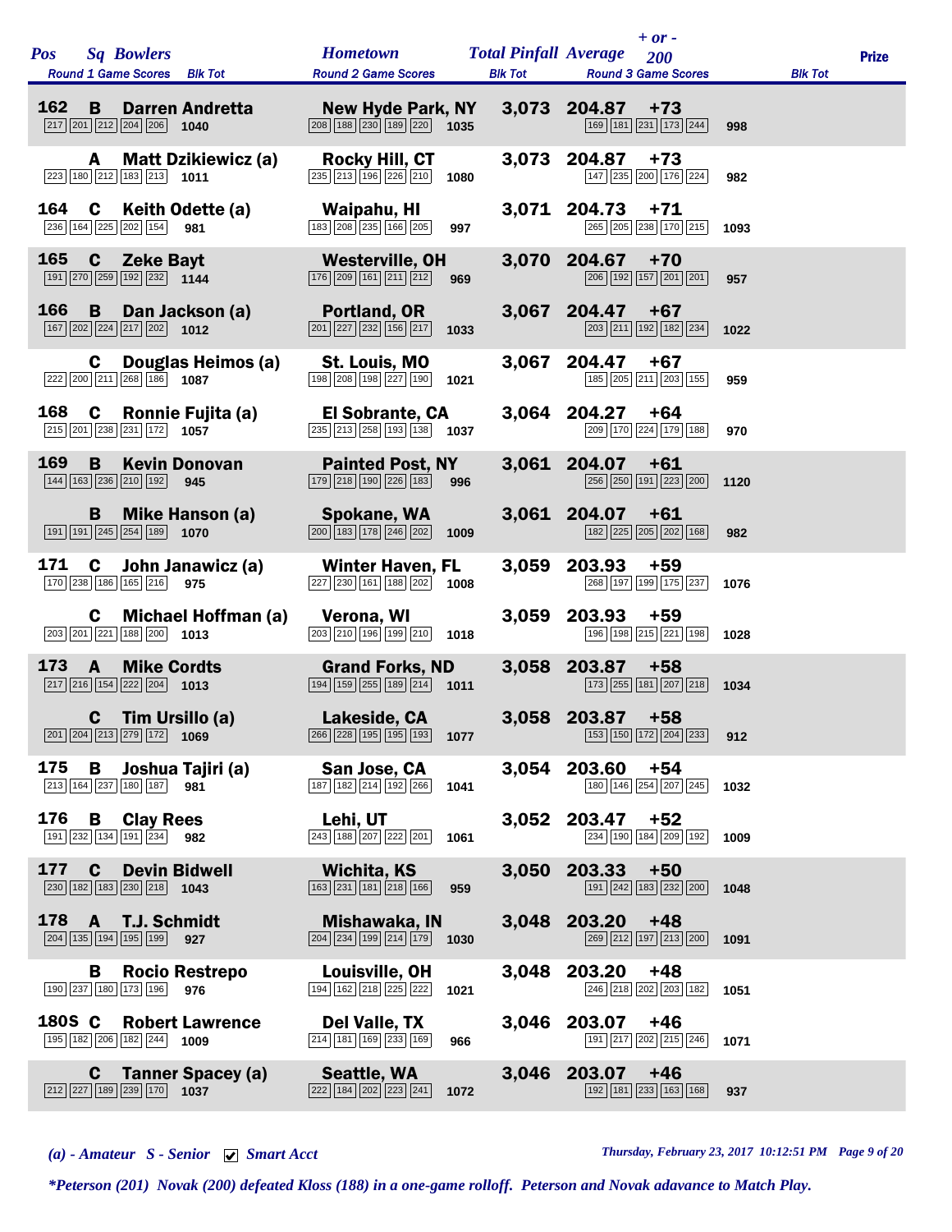| Pos | Sq | Bowlers | Hometown | Total Pinfall | Average | + or - 200 | Round 1 Game Scores | Blk Tot | Round 2 Game Scores | Blk Tot | Round 3 Game Scores | Blk Tot | Prize |
|---|---|---|---|---|---|---|---|---|---|---|---|---|---|
| 162 | B | Darren Andretta | New Hyde Park, NY | 3,073 | 204.87 | +73 | 217 201 212 204 206 | 1040 | 208 188 230 189 220 | 1035 | 169 181 231 173 244 | 998 | |
| | A | Matt Dzikiewicz (a) | Rocky Hill, CT | 3,073 | 204.87 | +73 | 223 180 212 183 213 | 1011 | 235 213 196 226 210 | 1080 | 147 235 200 176 224 | 982 | |
| 164 | C | Keith Odette (a) | Waipahu, HI | 3,071 | 204.73 | +71 | 236 164 225 202 154 | 981 | 183 208 235 166 205 | 997 | 265 205 238 170 215 | 1093 | |
| 165 | C | Zeke Bayt | Westerville, OH | 3,070 | 204.67 | +70 | 191 270 259 192 232 | 1144 | 176 209 161 211 212 | 969 | 206 192 157 201 201 | 957 | |
| 166 | B | Dan Jackson (a) | Portland, OR | 3,067 | 204.47 | +67 | 167 202 224 217 202 | 1012 | 201 227 232 156 217 | 1033 | 203 211 192 182 234 | 1022 | |
| | C | Douglas Heimos (a) | St. Louis, MO | 3,067 | 204.47 | +67 | 222 200 211 268 186 | 1087 | 198 208 198 227 190 | 1021 | 185 205 211 203 155 | 959 | |
| 168 | C | Ronnie Fujita (a) | El Sobrante, CA | 3,064 | 204.27 | +64 | 215 201 238 231 172 | 1057 | 235 213 258 193 138 | 1037 | 209 170 224 179 188 | 970 | |
| 169 | B | Kevin Donovan | Painted Post, NY | 3,061 | 204.07 | +61 | 144 163 236 210 192 | 945 | 179 218 190 226 183 | 996 | 256 250 191 223 200 | 1120 | |
| | B | Mike Hanson (a) | Spokane, WA | 3,061 | 204.07 | +61 | 191 191 245 254 189 | 1070 | 200 183 178 246 202 | 1009 | 182 225 205 202 168 | 982 | |
| 171 | C | John Janawicz (a) | Winter Haven, FL | 3,059 | 203.93 | +59 | 170 238 186 165 216 | 975 | 227 230 161 188 202 | 1008 | 268 197 199 175 237 | 1076 | |
| | C | Michael Hoffman (a) | Verona, WI | 3,059 | 203.93 | +59 | 203 201 221 188 200 | 1013 | 203 210 196 199 210 | 1018 | 196 198 215 221 198 | 1028 | |
| 173 | A | Mike Cordts | Grand Forks, ND | 3,058 | 203.87 | +58 | 217 216 154 222 204 | 1013 | 194 159 255 189 214 | 1011 | 173 255 181 207 218 | 1034 | |
| | C | Tim Ursillo (a) | Lakeside, CA | 3,058 | 203.87 | +58 | 201 204 213 279 172 | 1069 | 266 228 195 195 193 | 1077 | 153 150 172 204 233 | 912 | |
| 175 | B | Joshua Tajiri (a) | San Jose, CA | 3,054 | 203.60 | +54 | 213 164 237 180 187 | 981 | 187 182 214 192 266 | 1041 | 180 146 254 207 245 | 1032 | |
| 176 | B | Clay Rees | Lehi, UT | 3,052 | 203.47 | +52 | 191 232 134 191 234 | 982 | 243 188 207 222 201 | 1061 | 234 190 184 209 192 | 1009 | |
| 177 | C | Devin Bidwell | Wichita, KS | 3,050 | 203.33 | +50 | 230 182 183 230 218 | 1043 | 163 231 181 218 166 | 959 | 191 242 183 232 200 | 1048 | |
| 178 | A | T.J. Schmidt | Mishawaka, IN | 3,048 | 203.20 | +48 | 204 135 194 195 199 | 927 | 204 234 199 214 179 | 1030 | 269 212 197 213 200 | 1091 | |
| | B | Rocio Restrepo | Louisville, OH | 3,048 | 203.20 | +48 | 190 237 180 173 196 | 976 | 194 162 218 225 222 | 1021 | 246 218 202 203 182 | 1051 | |
| 180S | C | Robert Lawrence | Del Valle, TX | 3,046 | 203.07 | +46 | 195 182 206 182 244 | 1009 | 214 181 169 233 169 | 966 | 191 217 202 215 246 | 1071 | |
| | C | Tanner Spacey (a) | Seattle, WA | 3,046 | 203.07 | +46 | 212 227 189 239 170 | 1037 | 222 184 202 223 241 | 1072 | 192 181 233 163 168 | 937 | |

*(a) - Amateur S - Senior ☑ Smart Acct*

*Thursday, February 23, 2017 10:12:51 PM*

*\*Peterson (201) Novak (200) defeated Kloss (188) in a one-game rolloff. Peterson and Novak adavance to Match Play.*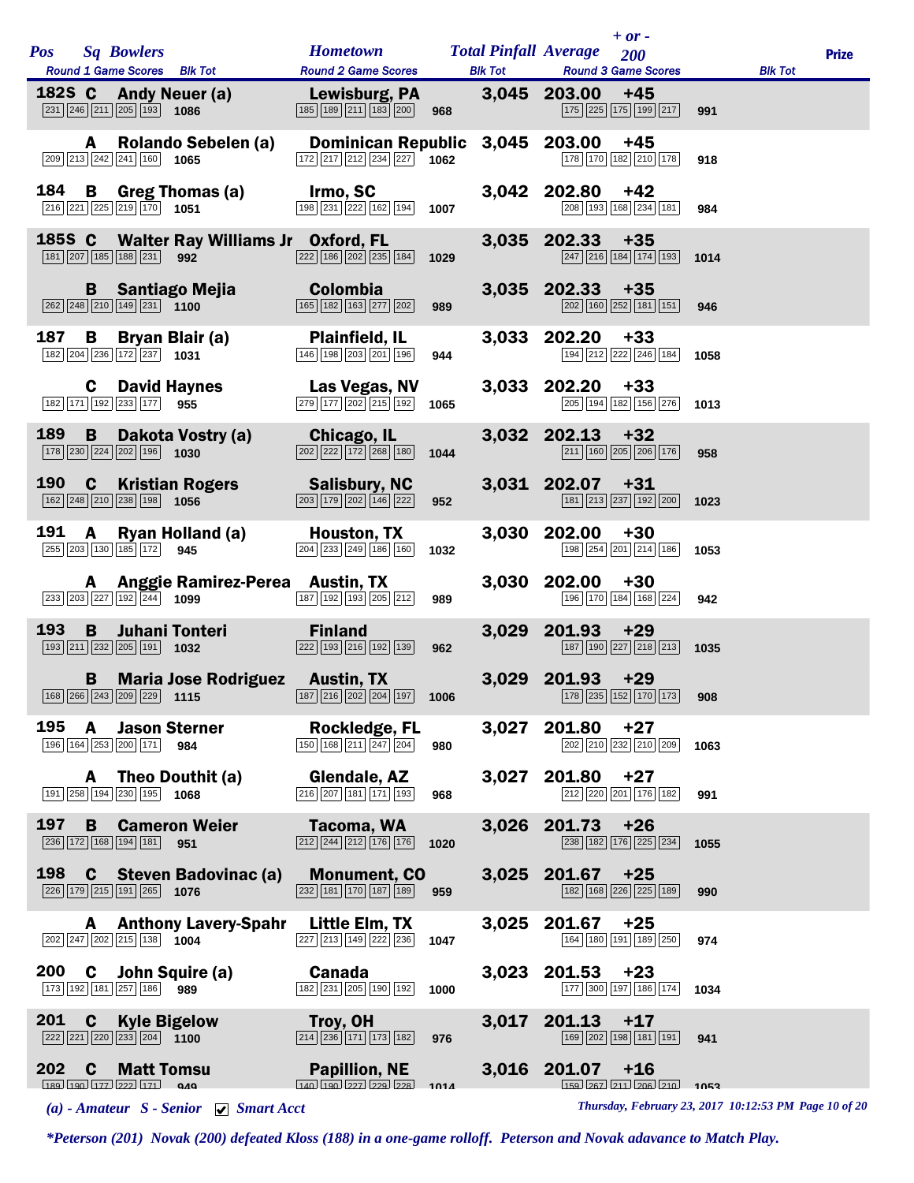| Pos | Sq | Bowlers | Hometown | Total Pinfall | Average | + or - 200 | Prize |
|---|---|---|---|---|---|---|---|
| | | Round 1 Game Scores / Blk Tot | Round 2 Game Scores / Blk Tot | | Round 3 Game Scores / Blk Tot | | |
| 182S | C | Andy Neuer (a) | Lewisburg, PA | 3,045 | 203.00 | +45 | |
| | | 231 246 211 205 193 — 1086 | 185 189 211 183 200 — 968 | | 175 225 175 199 217 — 991 | | |
| | A | Rolando Sebelen (a) | Dominican Republic | 3,045 | 203.00 | +45 | |
| | | 209 213 242 241 160 — 1065 | 172 217 212 234 227 — 1062 | | 178 170 182 210 178 — 918 | | |
| 184 | B | Greg Thomas (a) | Irmo, SC | 3,042 | 202.80 | +42 | |
| | | 216 221 225 219 170 — 1051 | 198 231 222 162 194 — 1007 | | 208 193 168 234 181 — 984 | | |
| 185S | C | Walter Ray Williams Jr | Oxford, FL | 3,035 | 202.33 | +35 | |
| | | 181 207 185 188 231 — 992 | 222 186 202 235 184 — 1029 | | 247 216 184 174 193 — 1014 | | |
| | B | Santiago Mejia | Colombia | 3,035 | 202.33 | +35 | |
| | | 262 248 210 149 231 — 1100 | 165 182 163 277 202 — 989 | | 202 160 252 181 151 — 946 | | |
| 187 | B | Bryan Blair (a) | Plainfield, IL | 3,033 | 202.20 | +33 | |
| | | 182 204 236 172 237 — 1031 | 146 198 203 201 196 — 944 | | 194 212 222 246 184 — 1058 | | |
| | C | David Haynes | Las Vegas, NV | 3,033 | 202.20 | +33 | |
| | | 182 171 192 233 177 — 955 | 279 177 202 215 192 — 1065 | | 205 194 182 156 276 — 1013 | | |
| 189 | B | Dakota Vostry (a) | Chicago, IL | 3,032 | 202.13 | +32 | |
| | | 178 230 224 202 196 — 1030 | 202 222 172 268 180 — 1044 | | 211 160 205 206 176 — 958 | | |
| 190 | C | Kristian Rogers | Salisbury, NC | 3,031 | 202.07 | +31 | |
| | | 162 248 210 238 198 — 1056 | 203 179 202 146 222 — 952 | | 181 213 237 192 200 — 1023 | | |
| 191 | A | Ryan Holland (a) | Houston, TX | 3,030 | 202.00 | +30 | |
| | | 255 203 130 185 172 — 945 | 204 233 249 186 160 — 1032 | | 198 254 201 214 186 — 1053 | | |
| | A | Anggie Ramirez-Perea | Austin, TX | 3,030 | 202.00 | +30 | |
| | | 233 203 227 192 244 — 1099 | 187 192 193 205 212 — 989 | | 196 170 184 168 224 — 942 | | |
| 193 | B | Juhani Tonteri | Finland | 3,029 | 201.93 | +29 | |
| | | 193 211 232 205 191 — 1032 | 222 193 216 192 139 — 962 | | 187 190 227 218 213 — 1035 | | |
| | B | Maria Jose Rodriguez | Austin, TX | 3,029 | 201.93 | +29 | |
| | | 168 266 243 209 229 — 1115 | 187 216 202 204 197 — 1006 | | 178 235 152 170 173 — 908 | | |
| 195 | A | Jason Sterner | Rockledge, FL | 3,027 | 201.80 | +27 | |
| | | 196 164 253 200 171 — 984 | 150 168 211 247 204 — 980 | | 202 210 232 210 209 — 1063 | | |
| | A | Theo Douthit (a) | Glendale, AZ | 3,027 | 201.80 | +27 | |
| | | 191 258 194 230 195 — 1068 | 216 207 181 171 193 — 968 | | 212 220 201 176 182 — 991 | | |
| 197 | B | Cameron Weier | Tacoma, WA | 3,026 | 201.73 | +26 | |
| | | 236 172 168 194 181 — 951 | 212 244 212 176 176 — 1020 | | 238 182 176 225 234 — 1055 | | |
| 198 | C | Steven Badovinac (a) | Monument, CO | 3,025 | 201.67 | +25 | |
| | | 226 179 215 191 265 — 1076 | 232 181 170 187 189 — 959 | | 182 168 226 225 189 — 990 | | |
| | A | Anthony Lavery-Spahr | Little Elm, TX | 3,025 | 201.67 | +25 | |
| | | 202 247 202 215 138 — 1004 | 227 213 149 222 236 — 1047 | | 164 180 191 189 250 — 974 | | |
| 200 | C | John Squire (a) | Canada | 3,023 | 201.53 | +23 | |
| | | 173 192 181 257 186 — 989 | 182 231 205 190 192 — 1000 | | 177 300 197 186 174 — 1034 | | |
| 201 | C | Kyle Bigelow | Troy, OH | 3,017 | 201.13 | +17 | |
| | | 222 221 220 233 204 — 1100 | 214 236 171 173 182 — 976 | | 169 202 198 181 191 — 941 | | |
| 202 | C | Matt Tomsu | Papillion, NE | 3,016 | 201.07 | +16 | |
| | | 189 190 177 222 171 — 949 | 140 190 227 229 228 — 1014 | | 159 267 211 206 210 — 1053 | | |

*(a) - Amateur   S - Senior   ☑ Smart Acct*

*Thursday, February 23, 2017 10:12:53 PM*

*\*Peterson (201) Novak (200) defeated Kloss (188) in a one-game rolloff. Peterson and Novak adavance to Match Play.*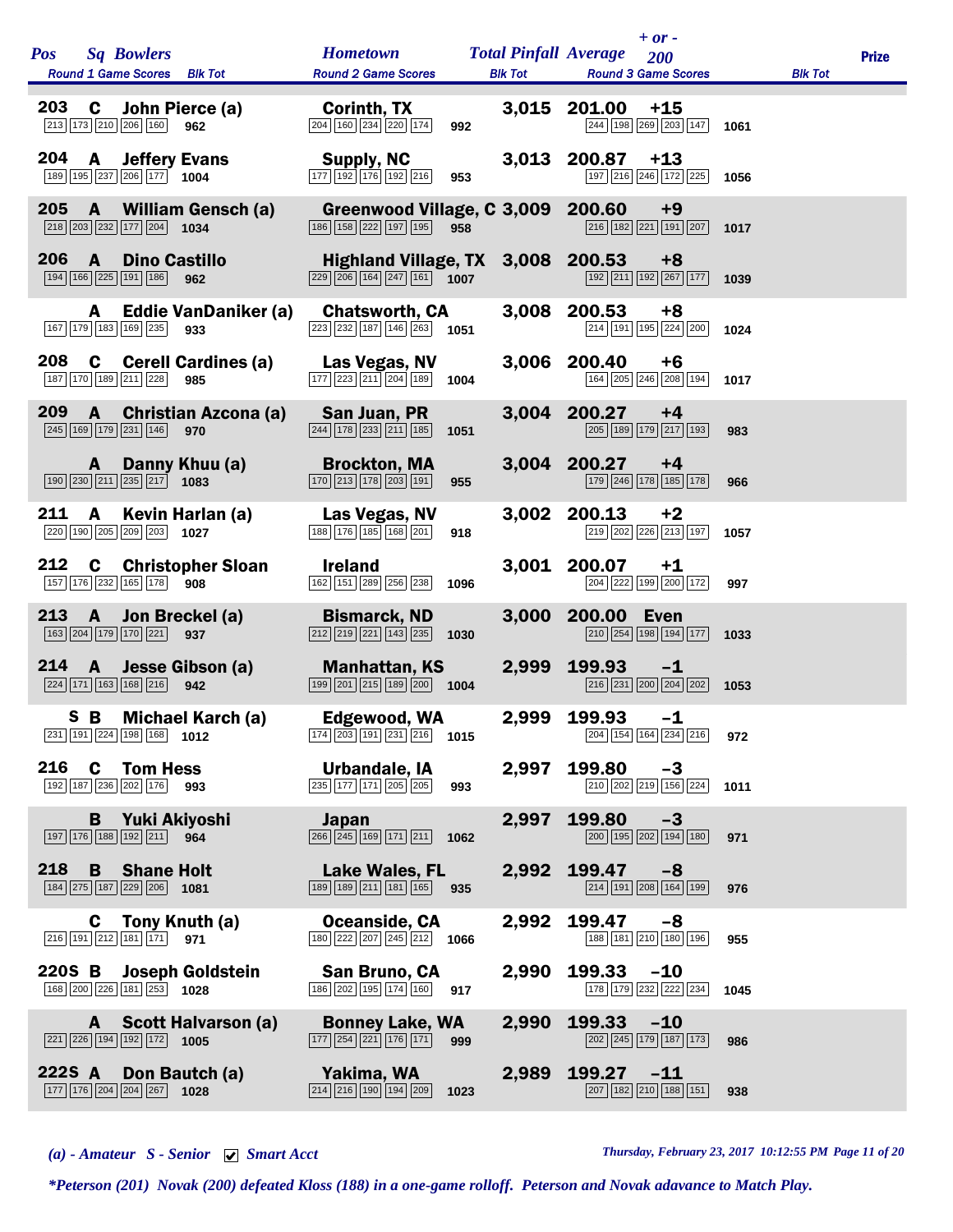| Pos | Sq | Bowlers | Hometown | Total Pinfall | Average | + or - 200 | Prize |
|---|---|---|---|---|---|---|---|
| Round 1 Game Scores | | Blk Tot | Round 2 Game Scores | Blk Tot | Round 3 Game Scores | Blk Tot | |
| 203 | C | John Pierce (a) | Corinth, TX | 3,015 | 201.00 | +15 | |
| 213 173 210 206 160 | | 962 | 204 160 234 220 174 | 992 | 244 198 269 203 147 | 1061 | |
| 204 | A | Jeffery Evans | Supply, NC | 3,013 | 200.87 | +13 | |
| 189 195 237 206 177 | | 1004 | 177 192 176 192 216 | 953 | 197 216 246 172 225 | 1056 | |
| 205 | A | William Gensch (a) | Greenwood Village, C | 3,009 | 200.60 | +9 | |
| 218 203 232 177 204 | | 1034 | 186 158 222 197 195 | 958 | 216 182 221 191 207 | 1017 | |
| 206 | A | Dino Castillo | Highland Village, TX | 3,008 | 200.53 | +8 | |
| 194 166 225 191 186 | | 962 | 229 206 164 247 161 | 1007 | 192 211 192 267 177 | 1039 | |
| | A | Eddie VanDaniker (a) | Chatsworth, CA | 3,008 | 200.53 | +8 | |
| 167 179 183 169 235 | | 933 | 223 232 187 146 263 | 1051 | 214 191 195 224 200 | 1024 | |
| 208 | C | Cerell Cardines (a) | Las Vegas, NV | 3,006 | 200.40 | +6 | |
| 187 170 189 211 228 | | 985 | 177 223 211 204 189 | 1004 | 164 205 246 208 194 | 1017 | |
| 209 | A | Christian Azcona (a) | San Juan, PR | 3,004 | 200.27 | +4 | |
| 245 169 179 231 146 | | 970 | 244 178 233 211 185 | 1051 | 205 189 179 217 193 | 983 | |
| | A | Danny Khuu (a) | Brockton, MA | 3,004 | 200.27 | +4 | |
| 190 230 211 235 217 | | 1083 | 170 213 178 203 191 | 955 | 179 246 178 185 178 | 966 | |
| 211 | A | Kevin Harlan (a) | Las Vegas, NV | 3,002 | 200.13 | +2 | |
| 220 190 205 209 203 | | 1027 | 188 176 185 168 201 | 918 | 219 202 226 213 197 | 1057 | |
| 212 | C | Christopher Sloan | Ireland | 3,001 | 200.07 | +1 | |
| 157 176 232 165 178 | | 908 | 162 151 289 256 238 | 1096 | 204 222 199 200 172 | 997 | |
| 213 | A | Jon Breckel (a) | Bismarck, ND | 3,000 | 200.00 | Even | |
| 163 204 179 170 221 | | 937 | 212 219 221 143 235 | 1030 | 210 254 198 194 177 | 1033 | |
| 214 | A | Jesse Gibson (a) | Manhattan, KS | 2,999 | 199.93 | -1 | |
| 224 171 163 168 216 | | 942 | 199 201 215 189 200 | 1004 | 216 231 200 204 202 | 1053 | |
| | S B | Michael Karch (a) | Edgewood, WA | 2,999 | 199.93 | -1 | |
| 231 191 224 198 168 | | 1012 | 174 203 191 231 216 | 1015 | 204 154 164 234 216 | 972 | |
| 216 | C | Tom Hess | Urbandale, IA | 2,997 | 199.80 | -3 | |
| 192 187 236 202 176 | | 993 | 235 177 171 205 205 | 993 | 210 202 219 156 224 | 1011 | |
| | B | Yuki Akiyoshi | Japan | 2,997 | 199.80 | -3 | |
| 197 176 188 192 211 | | 964 | 266 245 169 171 211 | 1062 | 200 195 202 194 180 | 971 | |
| 218 | B | Shane Holt | Lake Wales, FL | 2,992 | 199.47 | -8 | |
| 184 275 187 229 206 | | 1081 | 189 189 211 181 165 | 935 | 214 191 208 164 199 | 976 | |
| | C | Tony Knuth (a) | Oceanside, CA | 2,992 | 199.47 | -8 | |
| 216 191 212 181 171 | | 971 | 180 222 207 245 212 | 1066 | 188 181 210 180 196 | 955 | |
| 220 | S B | Joseph Goldstein | San Bruno, CA | 2,990 | 199.33 | -10 | |
| 168 200 226 181 253 | | 1028 | 186 202 195 174 160 | 917 | 178 179 232 222 234 | 1045 | |
| | A | Scott Halvarson (a) | Bonney Lake, WA | 2,990 | 199.33 | -10 | |
| 221 226 194 192 172 | | 1005 | 177 254 221 176 171 | 999 | 202 245 179 187 173 | 986 | |
| 222 | S A | Don Bautch (a) | Yakima, WA | 2,989 | 199.27 | -11 | |
| 177 176 204 204 267 | | 1028 | 214 216 190 194 209 | 1023 | 207 182 210 188 151 | 938 | |

*(a) - Amateur S - Senior ☑ Smart Acct*

*Thursday, February 23, 2017 10:12:55 PM*

*\*Peterson (201) Novak (200) defeated Kloss (188) in a one-game rolloff. Peterson and Novak adavance to Match Play.*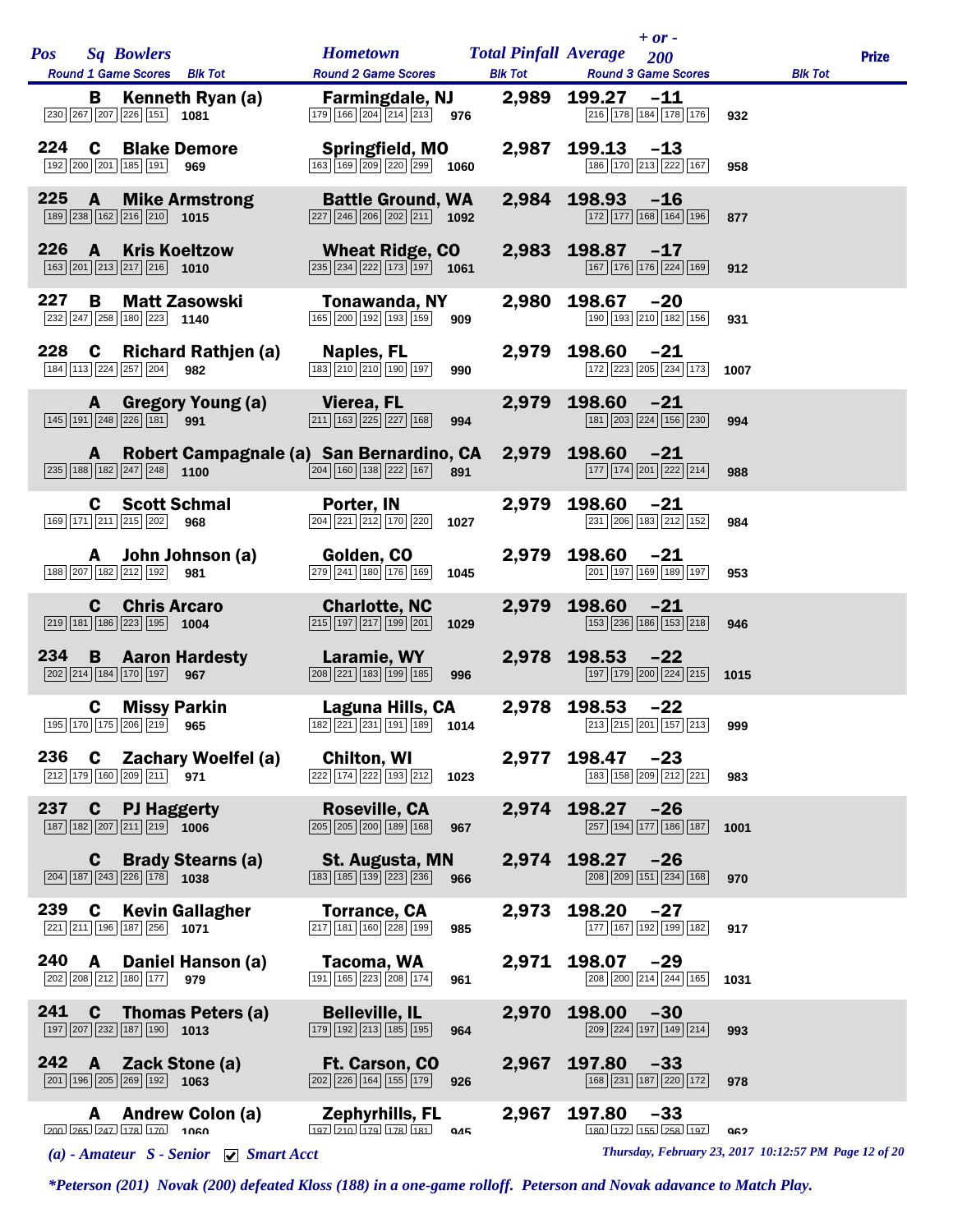| Pos | Sq | Bowlers | Hometown | Total Pinfall | Average | + or - 200 | Prize |
|---|---|---|---|---|---|---|---|
| Round 1 Game Scores | | Blk Tot | Round 2 Game Scores / Blk Tot | | Round 3 Game Scores / Blk Tot | | |
| | B | Kenneth Ryan (a) | Farmingdale, NJ | 2,989 | 199.27 | -11 | |
| 230 267 207 226 151 | | 1081 | 179 166 204 214 213 — 976 | | 216 178 184 178 176 — 932 | | |
| 224 | C | Blake Demore | Springfield, MO | 2,987 | 199.13 | -13 | |
| 192 200 201 185 191 | | 969 | 163 169 209 220 299 — 1060 | | 186 170 213 222 167 — 958 | | |
| 225 | A | Mike Armstrong | Battle Ground, WA | 2,984 | 198.93 | -16 | |
| 189 238 162 216 210 | | 1015 | 227 246 206 202 211 — 1092 | | 172 177 168 164 196 — 877 | | |
| 226 | A | Kris Koeltzow | Wheat Ridge, CO | 2,983 | 198.87 | -17 | |
| 163 201 213 217 216 | | 1010 | 235 234 222 173 197 — 1061 | | 167 176 176 224 169 — 912 | | |
| 227 | B | Matt Zasowski | Tonawanda, NY | 2,980 | 198.67 | -20 | |
| 232 247 258 180 223 | | 1140 | 165 200 192 193 159 — 909 | | 190 193 210 182 156 — 931 | | |
| 228 | C | Richard Rathjen (a) | Naples, FL | 2,979 | 198.60 | -21 | |
| 184 113 224 257 204 | | 982 | 183 210 210 190 197 — 990 | | 172 223 205 234 173 — 1007 | | |
| | A | Gregory Young (a) | Vierea, FL | 2,979 | 198.60 | -21 | |
| 145 191 248 226 181 | | 991 | 211 163 225 227 168 — 994 | | 181 203 224 156 230 — 994 | | |
| | A | Robert Campagnale (a) | San Bernardino, CA | 2,979 | 198.60 | -21 | |
| 235 188 182 247 248 | | 1100 | 204 160 138 222 167 — 891 | | 177 174 201 222 214 — 988 | | |
| | C | Scott Schmal | Porter, IN | 2,979 | 198.60 | -21 | |
| 169 171 211 215 202 | | 968 | 204 221 212 170 220 — 1027 | | 231 206 183 212 152 — 984 | | |
| | A | John Johnson (a) | Golden, CO | 2,979 | 198.60 | -21 | |
| 188 207 182 212 192 | | 981 | 279 241 180 176 169 — 1045 | | 201 197 169 189 197 — 953 | | |
| | C | Chris Arcaro | Charlotte, NC | 2,979 | 198.60 | -21 | |
| 219 181 186 223 195 | | 1004 | 215 197 217 199 201 — 1029 | | 153 236 186 153 218 — 946 | | |
| 234 | B | Aaron Hardesty | Laramie, WY | 2,978 | 198.53 | -22 | |
| 202 214 184 170 197 | | 967 | 208 221 183 199 185 — 996 | | 197 179 200 224 215 — 1015 | | |
| | C | Missy Parkin | Laguna Hills, CA | 2,978 | 198.53 | -22 | |
| 195 170 175 206 219 | | 965 | 182 221 231 191 189 — 1014 | | 213 215 201 157 213 — 999 | | |
| 236 | C | Zachary Woelfel (a) | Chilton, WI | 2,977 | 198.47 | -23 | |
| 212 179 160 209 211 | | 971 | 222 174 222 193 212 — 1023 | | 183 158 209 212 221 — 983 | | |
| 237 | C | PJ Haggerty | Roseville, CA | 2,974 | 198.27 | -26 | |
| 187 182 207 211 219 | | 1006 | 205 205 200 189 168 — 967 | | 257 194 177 186 187 — 1001 | | |
| | C | Brady Stearns (a) | St. Augusta, MN | 2,974 | 198.27 | -26 | |
| 204 187 243 226 178 | | 1038 | 183 185 139 223 236 — 966 | | 208 209 151 234 168 — 970 | | |
| 239 | C | Kevin Gallagher | Torrance, CA | 2,973 | 198.20 | -27 | |
| 221 211 196 187 256 | | 1071 | 217 181 160 228 199 — 985 | | 177 167 192 199 182 — 917 | | |
| 240 | A | Daniel Hanson (a) | Tacoma, WA | 2,971 | 198.07 | -29 | |
| 202 208 212 180 177 | | 979 | 191 165 223 208 174 — 961 | | 208 200 214 244 165 — 1031 | | |
| 241 | C | Thomas Peters (a) | Belleville, IL | 2,970 | 198.00 | -30 | |
| 197 207 232 187 190 | | 1013 | 179 192 213 185 195 — 964 | | 209 224 197 149 214 — 993 | | |
| 242 | A | Zack Stone (a) | Ft. Carson, CO | 2,967 | 197.80 | -33 | |
| 201 196 205 269 192 | | 1063 | 202 226 164 155 179 — 926 | | 168 231 187 220 172 — 978 | | |
| | A | Andrew Colon (a) | Zephyrhills, FL | 2,967 | 197.80 | -33 | |
| 200 265 247 178 170 | | 1060 | 197 210 179 178 181 — 945 | | 180 172 155 258 197 — 962 | | |

*(a) - Amateur S - Senior ☑ Smart Acct*

*\*Peterson (201) Novak (200) defeated Kloss (188) in a one-game rolloff. Peterson and Novak adavance to Match Play.*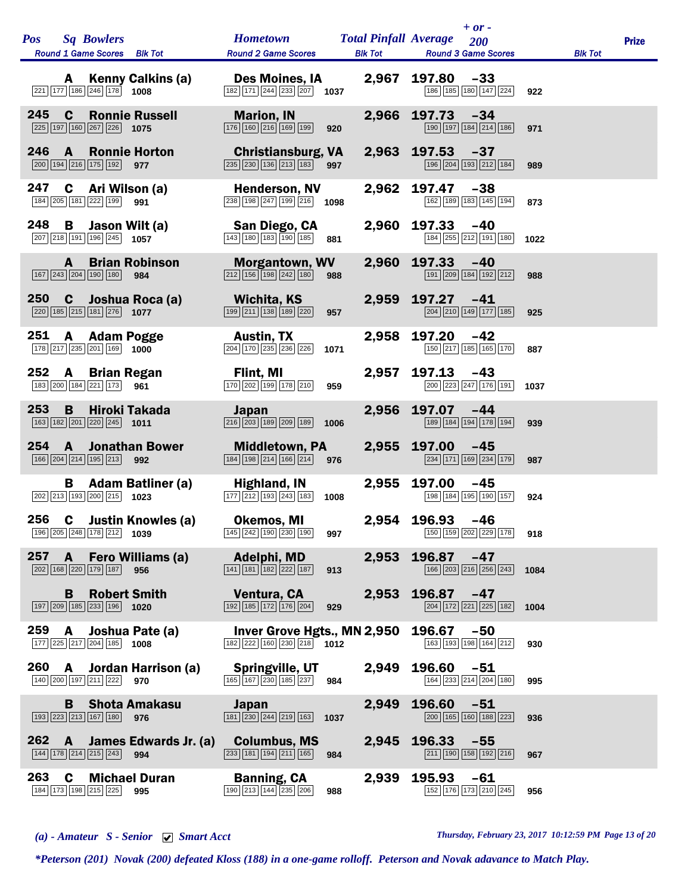| Pos | Sq | Bowlers | Round 1 Game Scores | Blk Tot | Hometown | Round 2 Game Scores | Blk Tot | Total Pinfall | Average | + or - 200 | Round 3 Game Scores | Blk Tot | Prize |
|---|---|---|---|---|---|---|---|---|---|---|---|---|---|
| | A | Kenny Calkins (a) | 221 177 186 246 178 | 1008 | Des Moines, IA | 182 171 244 233 207 | 1037 | 2,967 | 197.80 | -33 | 186 185 180 147 224 | 922 | |
| 245 | C | Ronnie Russell | 225 197 160 267 226 | 1075 | Marion, IN | 176 160 216 169 199 | 920 | 2,966 | 197.73 | -34 | 190 197 184 214 186 | 971 | |
| 246 | A | Ronnie Horton | 200 194 216 175 192 | 977 | Christiansburg, VA | 235 230 136 213 183 | 997 | 2,963 | 197.53 | -37 | 196 204 193 212 184 | 989 | |
| 247 | C | Ari Wilson (a) | 184 205 181 222 199 | 991 | Henderson, NV | 238 198 247 199 216 | 1098 | 2,962 | 197.47 | -38 | 162 189 183 145 194 | 873 | |
| 248 | B | Jason Wilt (a) | 207 218 191 196 245 | 1057 | San Diego, CA | 143 180 183 190 185 | 881 | 2,960 | 197.33 | -40 | 184 255 212 191 180 | 1022 | |
| | A | Brian Robinson | 167 243 204 190 180 | 984 | Morgantown, WV | 212 156 198 242 180 | 988 | 2,960 | 197.33 | -40 | 191 209 184 192 212 | 988 | |
| 250 | C | Joshua Roca (a) | 220 185 215 181 276 | 1077 | Wichita, KS | 199 211 138 189 220 | 957 | 2,959 | 197.27 | -41 | 204 210 149 177 185 | 925 | |
| 251 | A | Adam Pogge | 178 217 235 201 169 | 1000 | Austin, TX | 204 170 235 236 226 | 1071 | 2,958 | 197.20 | -42 | 150 217 185 165 170 | 887 | |
| 252 | A | Brian Regan | 183 200 184 221 173 | 961 | Flint, MI | 170 202 199 178 210 | 959 | 2,957 | 197.13 | -43 | 200 223 247 176 191 | 1037 | |
| 253 | B | Hiroki Takada | 163 182 201 220 245 | 1011 | Japan | 216 203 189 209 189 | 1006 | 2,956 | 197.07 | -44 | 189 184 194 178 194 | 939 | |
| 254 | A | Jonathan Bower | 166 204 214 195 213 | 992 | Middletown, PA | 184 198 214 166 214 | 976 | 2,955 | 197.00 | -45 | 234 171 169 234 179 | 987 | |
| | B | Adam Batliner (a) | 202 213 193 200 215 | 1023 | Highland, IN | 177 212 193 243 183 | 1008 | 2,955 | 197.00 | -45 | 198 184 195 190 157 | 924 | |
| 256 | C | Justin Knowles (a) | 196 205 248 178 212 | 1039 | Okemos, MI | 145 242 190 230 190 | 997 | 2,954 | 196.93 | -46 | 150 159 202 229 178 | 918 | |
| 257 | A | Fero Williams (a) | 202 168 220 179 187 | 956 | Adelphi, MD | 141 181 182 222 187 | 913 | 2,953 | 196.87 | -47 | 166 203 216 256 243 | 1084 | |
| | B | Robert Smith | 197 209 185 233 196 | 1020 | Ventura, CA | 192 185 172 176 204 | 929 | 2,953 | 196.87 | -47 | 204 172 221 225 182 | 1004 | |
| 259 | A | Joshua Pate (a) | 177 225 217 204 185 | 1008 | Inver Grove Hgts., MN | 182 222 160 230 218 | 1012 | 2,950 | 196.67 | -50 | 163 193 198 164 212 | 930 | |
| 260 | A | Jordan Harrison (a) | 140 200 197 211 222 | 970 | Springville, UT | 165 167 230 185 237 | 984 | 2,949 | 196.60 | -51 | 164 233 214 204 180 | 995 | |
| | B | Shota Amakasu | 193 223 213 167 180 | 976 | Japan | 181 230 244 219 163 | 1037 | 2,949 | 196.60 | -51 | 200 165 160 188 223 | 936 | |
| 262 | A | James Edwards Jr. (a) | 144 178 214 215 243 | 994 | Columbus, MS | 233 181 194 211 165 | 984 | 2,945 | 196.33 | -55 | 211 190 158 192 216 | 967 | |
| 263 | C | Michael Duran | 184 173 198 215 225 | 995 | Banning, CA | 190 213 144 235 206 | 988 | 2,939 | 195.93 | -61 | 152 176 173 210 245 | 956 | |

*(a) - Amateur  S - Senior  ☑ Smart Acct*

*Thursday, February 23, 2017 10:12:59 PM*

*\*Peterson (201) Novak (200) defeated Kloss (188) in a one-game rolloff. Peterson and Novak adavance to Match Play.*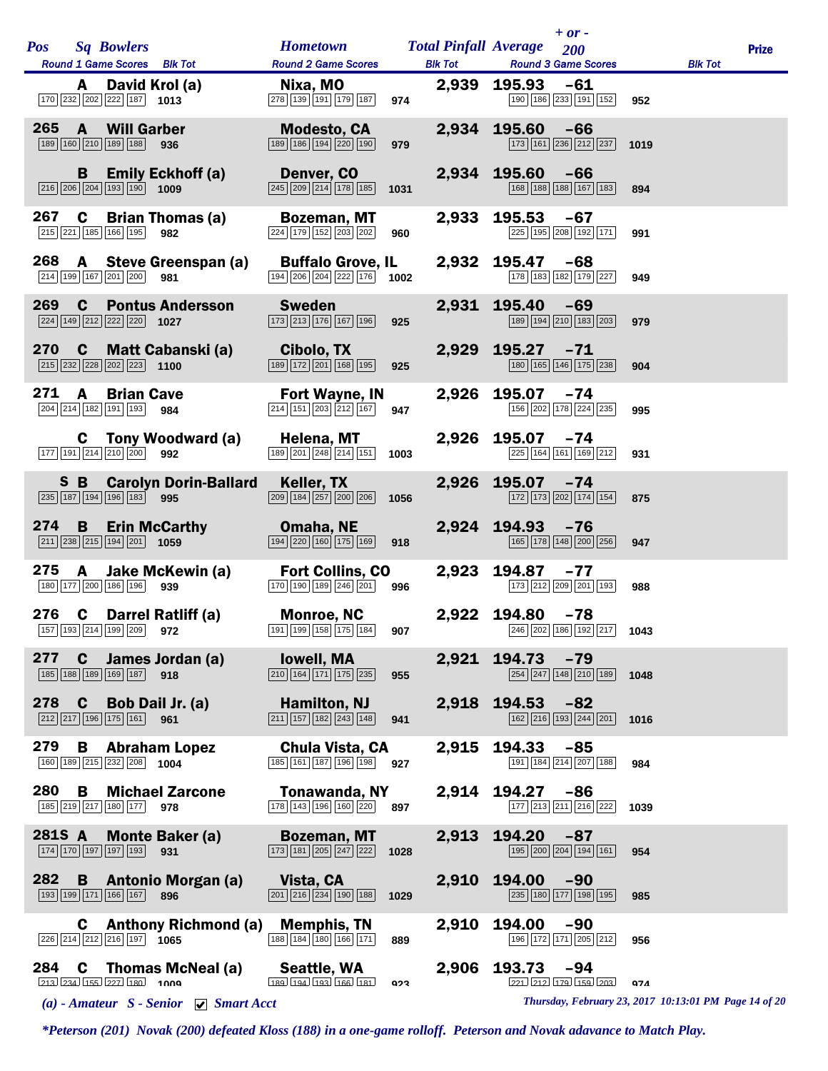| Pos | Sq | Bowlers | Hometown | Total Pinfall | Average | + or - 200 | Prize |
|---|---|---|---|---|---|---|---|
| | | **Round 1 Game Scores / Blk Tot** | **Round 2 Game Scores / Blk Tot** | | | **Round 3 Game Scores / Blk Tot** | |
| | A | David Krol (a) | Nixa, MO | 2,939 | 195.93 | −61 | |
| | | 170 232 202 222 187 — 1013 | 278 139 191 179 187 — 974 | | | 190 186 233 191 152 — 952 | |
| 265 | A | Will Garber | Modesto, CA | 2,934 | 195.60 | −66 | |
| | | 189 160 210 189 188 — 936 | 189 186 194 220 190 — 979 | | | 173 161 236 212 237 — 1019 | |
| | B | Emily Eckhoff (a) | Denver, CO | 2,934 | 195.60 | −66 | |
| | | 216 206 204 193 190 — 1009 | 245 209 214 178 185 — 1031 | | | 168 188 188 167 183 — 894 | |
| 267 | C | Brian Thomas (a) | Bozeman, MT | 2,933 | 195.53 | −67 | |
| | | 215 221 185 166 195 — 982 | 224 179 152 203 202 — 960 | | | 225 195 208 192 171 — 991 | |
| 268 | A | Steve Greenspan (a) | Buffalo Grove, IL | 2,932 | 195.47 | −68 | |
| | | 214 199 167 201 200 — 981 | 194 206 204 222 176 — 1002 | | | 178 183 182 179 227 — 949 | |
| 269 | C | Pontus Andersson | Sweden | 2,931 | 195.40 | −69 | |
| | | 224 149 212 222 220 — 1027 | 173 213 176 167 196 — 925 | | | 189 194 210 183 203 — 979 | |
| 270 | C | Matt Cabanski (a) | Cibolo, TX | 2,929 | 195.27 | −71 | |
| | | 215 232 228 202 223 — 1100 | 189 172 201 168 195 — 925 | | | 180 165 146 175 238 — 904 | |
| 271 | A | Brian Cave | Fort Wayne, IN | 2,926 | 195.07 | −74 | |
| | | 204 214 182 191 193 — 984 | 214 151 203 212 167 — 947 | | | 156 202 178 224 235 — 995 | |
| | C | Tony Woodward (a) | Helena, MT | 2,926 | 195.07 | −74 | |
| | | 177 191 214 210 200 — 992 | 189 201 248 214 151 — 1003 | | | 225 164 161 169 212 — 931 | |
| | S B | Carolyn Dorin-Ballard | Keller, TX | 2,926 | 195.07 | −74 | |
| | | 235 187 194 196 183 — 995 | 209 184 257 200 206 — 1056 | | | 172 173 202 174 154 — 875 | |
| 274 | B | Erin McCarthy | Omaha, NE | 2,924 | 194.93 | −76 | |
| | | 211 238 215 194 201 — 1059 | 194 220 160 175 169 — 918 | | | 165 178 148 200 256 — 947 | |
| 275 | A | Jake McKewin (a) | Fort Collins, CO | 2,923 | 194.87 | −77 | |
| | | 180 177 200 186 196 — 939 | 170 190 189 246 201 — 996 | | | 173 212 209 201 193 — 988 | |
| 276 | C | Darrel Ratliff (a) | Monroe, NC | 2,922 | 194.80 | −78 | |
| | | 157 193 214 199 209 — 972 | 191 199 158 175 184 — 907 | | | 246 202 186 192 217 — 1043 | |
| 277 | C | James Jordan (a) | Iowell, MA | 2,921 | 194.73 | −79 | |
| | | 185 188 189 169 187 — 918 | 210 164 171 175 235 — 955 | | | 254 247 148 210 189 — 1048 | |
| 278 | C | Bob Dail Jr. (a) | Hamilton, NJ | 2,918 | 194.53 | −82 | |
| | | 212 217 196 175 161 — 961 | 211 157 182 243 148 — 941 | | | 162 216 193 244 201 — 1016 | |
| 279 | B | Abraham Lopez | Chula Vista, CA | 2,915 | 194.33 | −85 | |
| | | 160 189 215 232 208 — 1004 | 185 161 187 196 198 — 927 | | | 191 184 214 207 188 — 984 | |
| 280 | B | Michael Zarcone | Tonawanda, NY | 2,914 | 194.27 | −86 | |
| | | 185 219 217 180 177 — 978 | 178 143 196 160 220 — 897 | | | 177 213 211 216 222 — 1039 | |
| 281 | S A | Monte Baker (a) | Bozeman, MT | 2,913 | 194.20 | −87 | |
| | | 174 170 197 197 193 — 931 | 173 181 205 247 222 — 1028 | | | 195 200 204 194 161 — 954 | |
| 282 | B | Antonio Morgan (a) | Vista, CA | 2,910 | 194.00 | −90 | |
| | | 193 199 171 166 167 — 896 | 201 216 234 190 188 — 1029 | | | 235 180 177 198 195 — 985 | |
| | C | Anthony Richmond (a) | Memphis, TN | 2,910 | 194.00 | −90 | |
| | | 226 214 212 216 197 — 1065 | 188 184 180 166 171 — 889 | | | 196 172 171 205 212 — 956 | |
| 284 | C | Thomas McNeal (a) | Seattle, WA | 2,906 | 193.73 | −94 | |
| | | 213 234 155 227 180 — 1009 | 189 194 193 166 181 — 923 | | | 221 212 179 159 203 — 974 | |

*(a) - Amateur  S - Senior  ☑ Smart Acct*

*Thursday, February 23, 2017 10:13:01 PM*

**\*Peterson (201) Novak (200) defeated Kloss (188) in a one-game rolloff. Peterson and Novak adavance to Match Play.**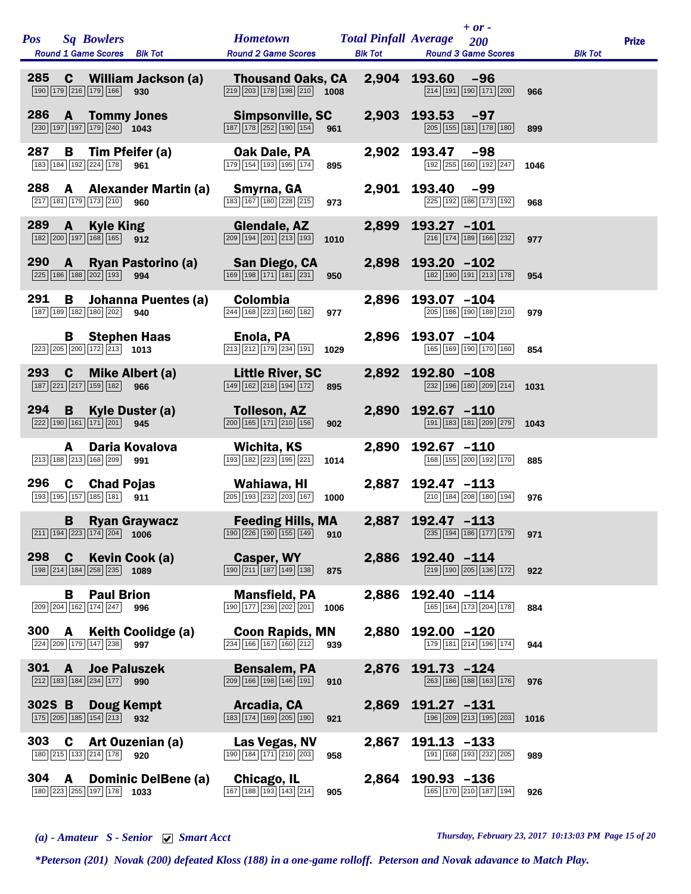| Pos | Sq | Bowlers | Hometown | Total Pinfall | Average | + or - 200 | Prize |
|---|---|---|---|---|---|---|---|
| | | Round 1 Game Scores / Blk Tot | Round 2 Game Scores / Blk Tot | | | Round 3 Game Scores / Blk Tot | |
| 285 | C | William Jackson (a) | Thousand Oaks, CA | 2,904 | 193.60 | -96 | |
| | | 190 179 216 179 166 / 930 | 219 203 178 198 210 / 1008 | | | 214 191 190 171 200 / 966 | |
| 286 | A | Tommy Jones | Simpsonville, SC | 2,903 | 193.53 | -97 | |
| | | 230 197 197 179 240 / 1043 | 187 178 252 190 154 / 961 | | | 205 155 181 178 180 / 899 | |
| 287 | B | Tim Pfeifer (a) | Oak Dale, PA | 2,902 | 193.47 | -98 | |
| | | 183 184 192 224 178 / 961 | 179 154 193 195 174 / 895 | | | 192 255 160 192 247 / 1046 | |
| 288 | A | Alexander Martin (a) | Smyrna, GA | 2,901 | 193.40 | -99 | |
| | | 217 181 179 173 210 / 960 | 183 167 180 228 215 / 973 | | | 225 192 186 173 192 / 968 | |
| 289 | A | Kyle King | Glendale, AZ | 2,899 | 193.27 | -101 | |
| | | 182 200 197 168 165 / 912 | 209 194 201 213 193 / 1010 | | | 216 174 189 166 232 / 977 | |
| 290 | A | Ryan Pastorino (a) | San Diego, CA | 2,898 | 193.20 | -102 | |
| | | 225 186 188 202 193 / 994 | 169 198 171 181 231 / 950 | | | 182 190 191 213 178 / 954 | |
| 291 | B | Johanna Puentes (a) | Colombia | 2,896 | 193.07 | -104 | |
| | | 187 189 182 180 202 / 940 | 244 168 223 160 182 / 977 | | | 205 186 190 188 210 / 979 | |
| | B | Stephen Haas | Enola, PA | 2,896 | 193.07 | -104 | |
| | | 223 205 200 172 213 / 1013 | 213 212 179 234 191 / 1029 | | | 165 169 190 170 160 / 854 | |
| 293 | C | Mike Albert (a) | Little River, SC | 2,892 | 192.80 | -108 | |
| | | 187 221 217 159 182 / 966 | 149 162 218 194 172 / 895 | | | 232 196 180 209 214 / 1031 | |
| 294 | B | Kyle Duster (a) | Tolleson, AZ | 2,890 | 192.67 | -110 | |
| | | 222 190 161 171 201 / 945 | 200 165 171 210 156 / 902 | | | 191 183 181 209 279 / 1043 | |
| | A | Daria Kovalova | Wichita, KS | 2,890 | 192.67 | -110 | |
| | | 213 188 213 168 209 / 991 | 193 182 223 195 221 / 1014 | | | 168 155 200 192 170 / 885 | |
| 296 | C | Chad Pojas | Wahiawa, HI | 2,887 | 192.47 | -113 | |
| | | 193 195 157 185 181 / 911 | 205 193 232 203 167 / 1000 | | | 210 184 208 180 194 / 976 | |
| | B | Ryan Graywacz | Feeding Hills, MA | 2,887 | 192.47 | -113 | |
| | | 211 194 223 174 204 / 1006 | 190 226 190 155 149 / 910 | | | 235 194 186 177 179 / 971 | |
| 298 | C | Kevin Cook (a) | Casper, WY | 2,886 | 192.40 | -114 | |
| | | 198 214 184 258 235 / 1089 | 190 211 187 149 138 / 875 | | | 219 190 205 136 172 / 922 | |
| | B | Paul Brion | Mansfield, PA | 2,886 | 192.40 | -114 | |
| | | 209 204 162 174 247 / 996 | 190 177 236 202 201 / 1006 | | | 165 164 173 204 178 / 884 | |
| 300 | A | Keith Coolidge (a) | Coon Rapids, MN | 2,880 | 192.00 | -120 | |
| | | 224 209 179 147 238 / 997 | 234 166 167 160 212 / 939 | | | 179 181 214 196 174 / 944 | |
| 301 | A | Joe Paluszek | Bensalem, PA | 2,876 | 191.73 | -124 | |
| | | 212 183 184 234 177 / 990 | 209 166 198 146 191 / 910 | | | 263 186 188 163 176 / 976 | |
| 302S | B | Doug Kempt | Arcadia, CA | 2,869 | 191.27 | -131 | |
| | | 175 205 185 154 213 / 932 | 183 174 169 205 190 / 921 | | | 196 209 213 195 203 / 1016 | |
| 303 | C | Art Ouzenian (a) | Las Vegas, NV | 2,867 | 191.13 | -133 | |
| | | 180 215 133 214 178 / 920 | 190 184 171 210 203 / 958 | | | 191 168 193 232 205 / 989 | |
| 304 | A | Dominic DelBene (a) | Chicago, IL | 2,864 | 190.93 | -136 | |
| | | 180 223 255 197 178 / 1033 | 167 188 193 143 214 / 905 | | | 165 170 210 187 194 / 926 | |

*(a) - Amateur S - Senior ☑ Smart Acct*

*Thursday, February 23, 2017 10:13:03 PM*

**\*Peterson (201) Novak (200) defeated Kloss (188) in a one-game rolloff. Peterson and Novak adavance to Match Play.**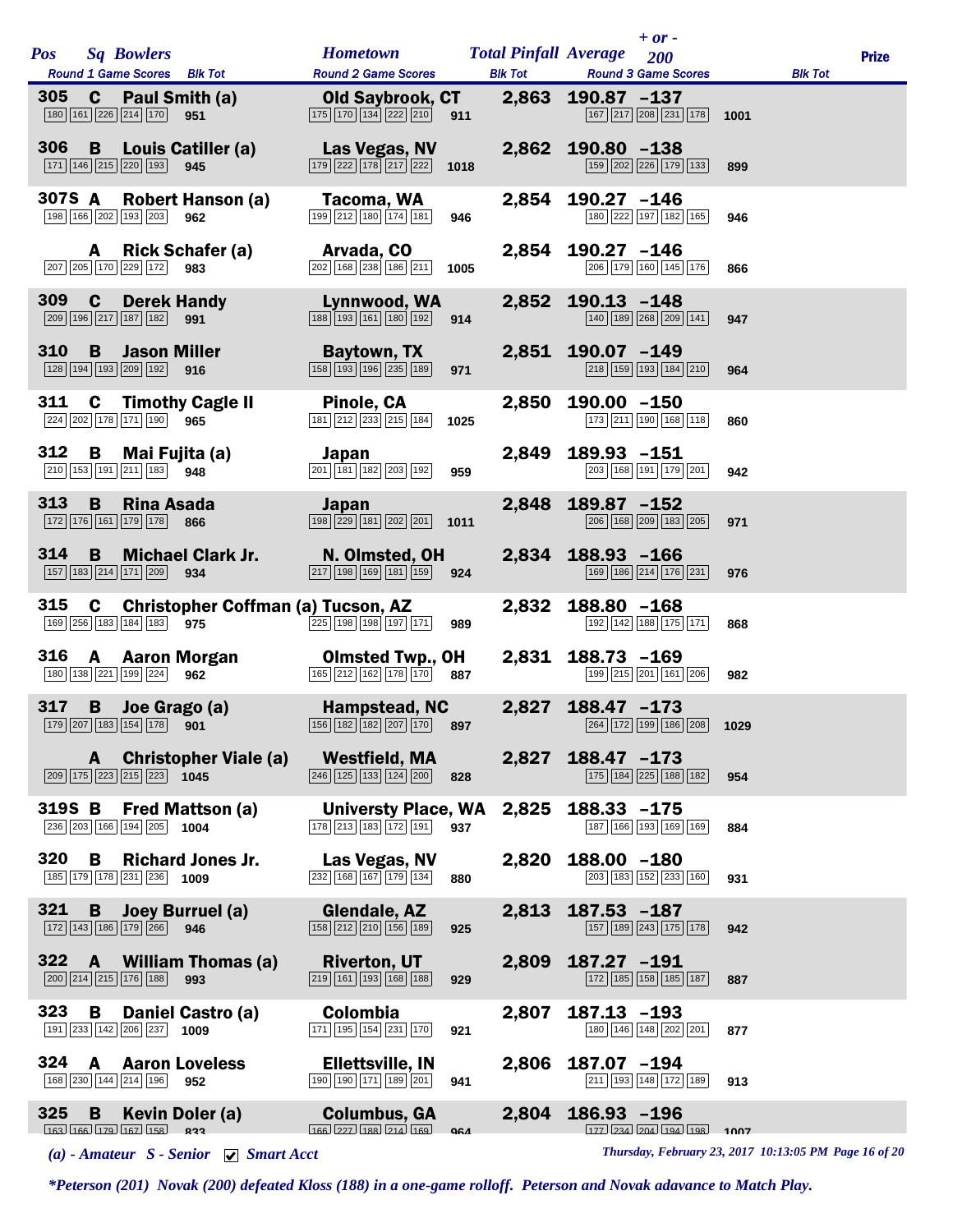| Pos | Sq | Bowlers | Hometown | Total Pinfall | Average | + or - 200 | Prize |
|---|---|---|---|---|---|---|---|
| | | Round 1 Game Scores / Blk Tot | Round 2 Game Scores / Blk Tot | | Round 3 Game Scores / Blk Tot | | |
| 305 | C | Paul Smith (a) | Old Saybrook, CT | 2,863 | 190.87 | -137 | |
| | | 180 161 226 214 170 / 951 | 175 170 134 222 210 / 911 | | 167 217 208 231 178 / 1001 | | |
| 306 | B | Louis Catiller (a) | Las Vegas, NV | 2,862 | 190.80 | -138 | |
| | | 171 146 215 220 193 / 945 | 179 222 178 217 222 / 1018 | | 159 202 226 179 133 / 899 | | |
| 307S | A | Robert Hanson (a) | Tacoma, WA | 2,854 | 190.27 | -146 | |
| | | 198 166 202 193 203 / 962 | 199 212 180 174 181 / 946 | | 180 222 197 182 165 / 946 | | |
| | A | Rick Schafer (a) | Arvada, CO | 2,854 | 190.27 | -146 | |
| | | 207 205 170 229 172 / 983 | 202 168 238 186 211 / 1005 | | 206 179 160 145 176 / 866 | | |
| 309 | C | Derek Handy | Lynnwood, WA | 2,852 | 190.13 | -148 | |
| | | 209 196 217 187 182 / 991 | 188 193 161 180 192 / 914 | | 140 189 268 209 141 / 947 | | |
| 310 | B | Jason Miller | Baytown, TX | 2,851 | 190.07 | -149 | |
| | | 128 194 193 209 192 / 916 | 158 193 196 235 189 / 971 | | 218 159 193 184 210 / 964 | | |
| 311 | C | Timothy Cagle II | Pinole, CA | 2,850 | 190.00 | -150 | |
| | | 224 202 178 171 190 / 965 | 181 212 233 215 184 / 1025 | | 173 211 190 168 118 / 860 | | |
| 312 | B | Mai Fujita (a) | Japan | 2,849 | 189.93 | -151 | |
| | | 210 153 191 211 183 / 948 | 201 181 182 203 192 / 959 | | 203 168 191 179 201 / 942 | | |
| 313 | B | Rina Asada | Japan | 2,848 | 189.87 | -152 | |
| | | 172 176 161 179 178 / 866 | 198 229 181 202 201 / 1011 | | 206 168 209 183 205 / 971 | | |
| 314 | B | Michael Clark Jr. | N. Olmsted, OH | 2,834 | 188.93 | -166 | |
| | | 157 183 214 171 209 / 934 | 217 198 169 181 159 / 924 | | 169 186 214 176 231 / 976 | | |
| 315 | C | Christopher Coffman (a) | Tucson, AZ | 2,832 | 188.80 | -168 | |
| | | 169 256 183 184 183 / 975 | 225 198 198 197 171 / 989 | | 192 142 188 175 171 / 868 | | |
| 316 | A | Aaron Morgan | Olmsted Twp., OH | 2,831 | 188.73 | -169 | |
| | | 180 138 221 199 224 / 962 | 165 212 162 178 170 / 887 | | 199 215 201 161 206 / 982 | | |
| 317 | B | Joe Grago (a) | Hampstead, NC | 2,827 | 188.47 | -173 | |
| | | 179 207 183 154 178 / 901 | 156 182 182 207 170 / 897 | | 264 172 199 186 208 / 1029 | | |
| | A | Christopher Viale (a) | Westfield, MA | 2,827 | 188.47 | -173 | |
| | | 209 175 223 215 223 / 1045 | 246 125 133 124 200 / 828 | | 175 184 225 188 182 / 954 | | |
| 319S | B | Fred Mattson (a) | Universty Place, WA | 2,825 | 188.33 | -175 | |
| | | 236 203 166 194 205 / 1004 | 178 213 183 172 191 / 937 | | 187 166 193 169 169 / 884 | | |
| 320 | B | Richard Jones Jr. | Las Vegas, NV | 2,820 | 188.00 | -180 | |
| | | 185 179 178 231 236 / 1009 | 232 168 167 179 134 / 880 | | 203 183 152 233 160 / 931 | | |
| 321 | B | Joey Burruel (a) | Glendale, AZ | 2,813 | 187.53 | -187 | |
| | | 172 143 186 179 266 / 946 | 158 212 210 156 189 / 925 | | 157 189 243 175 178 / 942 | | |
| 322 | A | William Thomas (a) | Riverton, UT | 2,809 | 187.27 | -191 | |
| | | 200 214 215 176 188 / 993 | 219 161 193 168 188 / 929 | | 172 185 158 185 187 / 887 | | |
| 323 | B | Daniel Castro (a) | Colombia | 2,807 | 187.13 | -193 | |
| | | 191 233 142 206 237 / 1009 | 171 195 154 231 170 / 921 | | 180 146 148 202 201 / 877 | | |
| 324 | A | Aaron Loveless | Ellettsville, IN | 2,806 | 187.07 | -194 | |
| | | 168 230 144 214 196 / 952 | 190 190 171 189 201 / 941 | | 211 193 148 172 189 / 913 | | |
| 325 | B | Kevin Doler (a) | Columbus, GA | 2,804 | 186.93 | -196 | |
| | | 163 166 179 167 158 / 833 | 166 227 188 214 169 / 964 | | 177 234 204 194 198 / 1007 | | |

*(a) - Amateur  S - Senior  ☑ Smart Acct*

*Thursday, February 23, 2017 10:13:05 PM*

*\*Peterson (201) Novak (200) defeated Kloss (188) in a one-game rolloff. Peterson and Novak adavance to Match Play.*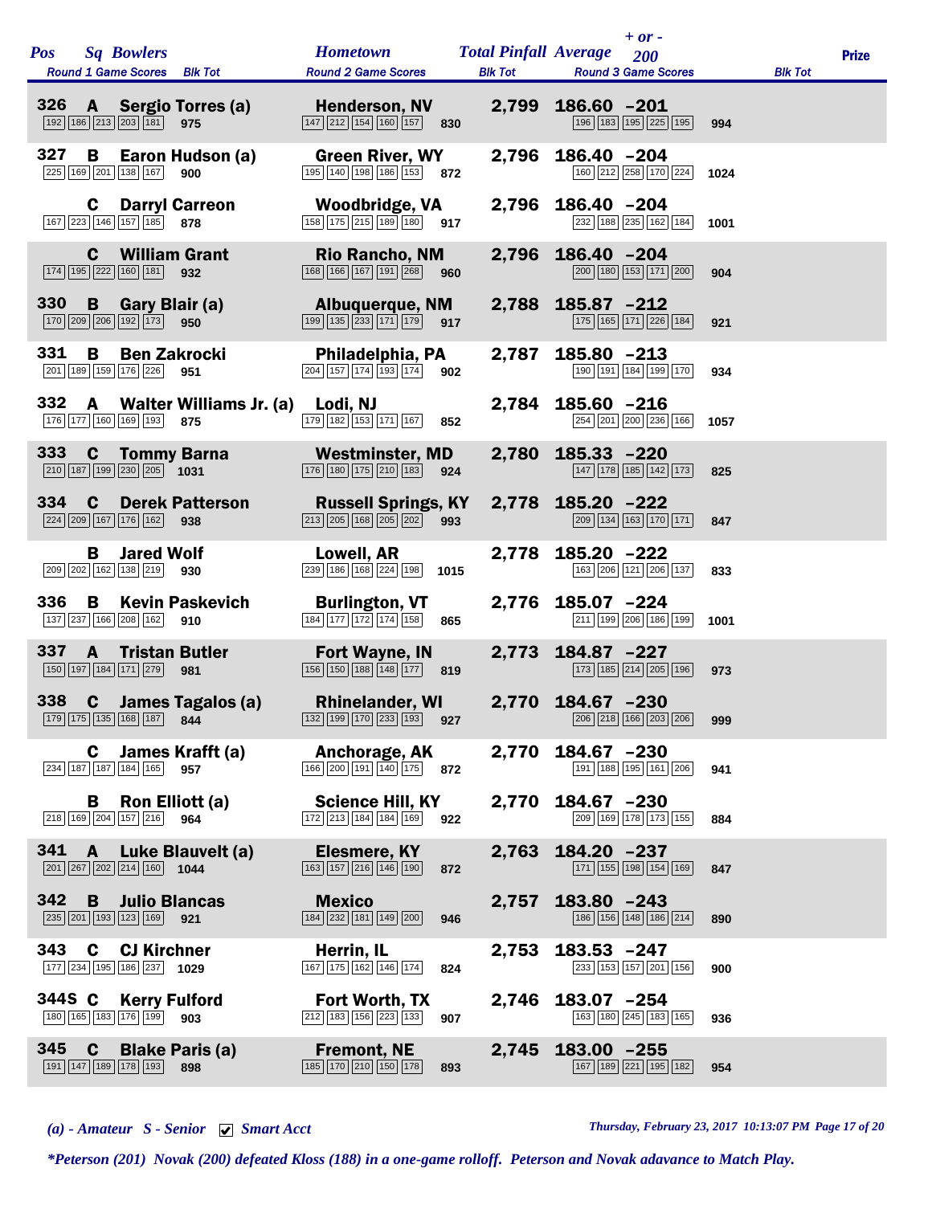| Pos | Sq | Bowlers | Hometown | Total Pinfall | Average | + or - 200 | Prize |
|---|---|---|---|---|---|---|---|
| | | Round 1 Game Scores / Blk Tot | Round 2 Game Scores / Blk Tot | | Round 3 Game Scores / Blk Tot | | |
| 326 | A | Sergio Torres (a) | Henderson, NV | 2,799 | 186.60 | -201 | |
| | | 192 186 213 203 181 — 975 | 147 212 154 160 157 — 830 | | 196 183 195 225 195 — 994 | | |
| 327 | B | Earon Hudson (a) | Green River, WY | 2,796 | 186.40 | -204 | |
| | | 225 169 201 138 167 — 900 | 195 140 198 186 153 — 872 | | 160 212 258 170 224 — 1024 | | |
| | C | Darryl Carreon | Woodbridge, VA | 2,796 | 186.40 | -204 | |
| | | 167 223 146 157 185 — 878 | 158 175 215 189 180 — 917 | | 232 188 235 162 184 — 1001 | | |
| | C | William Grant | Rio Rancho, NM | 2,796 | 186.40 | -204 | |
| | | 174 195 222 160 181 — 932 | 168 166 167 191 268 — 960 | | 200 180 153 171 200 — 904 | | |
| 330 | B | Gary Blair (a) | Albuquerque, NM | 2,788 | 185.87 | -212 | |
| | | 170 209 206 192 173 — 950 | 199 135 233 171 179 — 917 | | 175 165 171 226 184 — 921 | | |
| 331 | B | Ben Zakrocki | Philadelphia, PA | 2,787 | 185.80 | -213 | |
| | | 201 189 159 176 226 — 951 | 204 157 174 193 174 — 902 | | 190 191 184 199 170 — 934 | | |
| 332 | A | Walter Williams Jr. (a) | Lodi, NJ | 2,784 | 185.60 | -216 | |
| | | 176 177 160 169 193 — 875 | 179 182 153 171 167 — 852 | | 254 201 200 236 166 — 1057 | | |
| 333 | C | Tommy Barna | Westminster, MD | 2,780 | 185.33 | -220 | |
| | | 210 187 199 230 205 — 1031 | 176 180 175 210 183 — 924 | | 147 178 185 142 173 — 825 | | |
| 334 | C | Derek Patterson | Russell Springs, KY | 2,778 | 185.20 | -222 | |
| | | 224 209 167 176 162 — 938 | 213 205 168 205 202 — 993 | | 209 134 163 170 171 — 847 | | |
| | B | Jared Wolf | Lowell, AR | 2,778 | 185.20 | -222 | |
| | | 209 202 162 138 219 — 930 | 239 186 168 224 198 — 1015 | | 163 206 121 206 137 — 833 | | |
| 336 | B | Kevin Paskevich | Burlington, VT | 2,776 | 185.07 | -224 | |
| | | 137 237 166 208 162 — 910 | 184 177 172 174 158 — 865 | | 211 199 206 186 199 — 1001 | | |
| 337 | A | Tristan Butler | Fort Wayne, IN | 2,773 | 184.87 | -227 | |
| | | 150 197 184 171 279 — 981 | 156 150 188 148 177 — 819 | | 173 185 214 205 196 — 973 | | |
| 338 | C | James Tagalos (a) | Rhinelander, WI | 2,770 | 184.67 | -230 | |
| | | 179 175 135 168 187 — 844 | 132 199 170 233 193 — 927 | | 206 218 166 203 206 — 999 | | |
| | C | James Krafft (a) | Anchorage, AK | 2,770 | 184.67 | -230 | |
| | | 234 187 187 184 165 — 957 | 166 200 191 140 175 — 872 | | 191 188 195 161 206 — 941 | | |
| | B | Ron Elliott (a) | Science Hill, KY | 2,770 | 184.67 | -230 | |
| | | 218 169 204 157 216 — 964 | 172 213 184 184 169 — 922 | | 209 169 178 173 155 — 884 | | |
| 341 | A | Luke Blauvelt (a) | Elesmere, KY | 2,763 | 184.20 | -237 | |
| | | 201 267 202 214 160 — 1044 | 163 157 216 146 190 — 872 | | 171 155 198 154 169 — 847 | | |
| 342 | B | Julio Blancas | Mexico | 2,757 | 183.80 | -243 | |
| | | 235 201 193 123 169 — 921 | 184 232 181 149 200 — 946 | | 186 156 148 186 214 — 890 | | |
| 343 | C | CJ Kirchner | Herrin, IL | 2,753 | 183.53 | -247 | |
| | | 177 234 195 186 237 — 1029 | 167 175 162 146 174 — 824 | | 233 153 157 201 156 — 900 | | |
| 344S | C | Kerry Fulford | Fort Worth, TX | 2,746 | 183.07 | -254 | |
| | | 180 165 183 176 199 — 903 | 212 183 156 223 133 — 907 | | 163 180 245 183 165 — 936 | | |
| 345 | C | Blake Paris (a) | Fremont, NE | 2,745 | 183.00 | -255 | |
| | | 191 147 189 178 193 — 898 | 185 170 210 150 178 — 893 | | 167 189 221 195 182 — 954 | | |

*(a) - Amateur S - Senior ☑ Smart Acct*

*Thursday, February 23, 2017 10:13:07 PM*

*\*Peterson (201) Novak (200) defeated Kloss (188) in a one-game rolloff. Peterson and Novak adavance to Match Play.*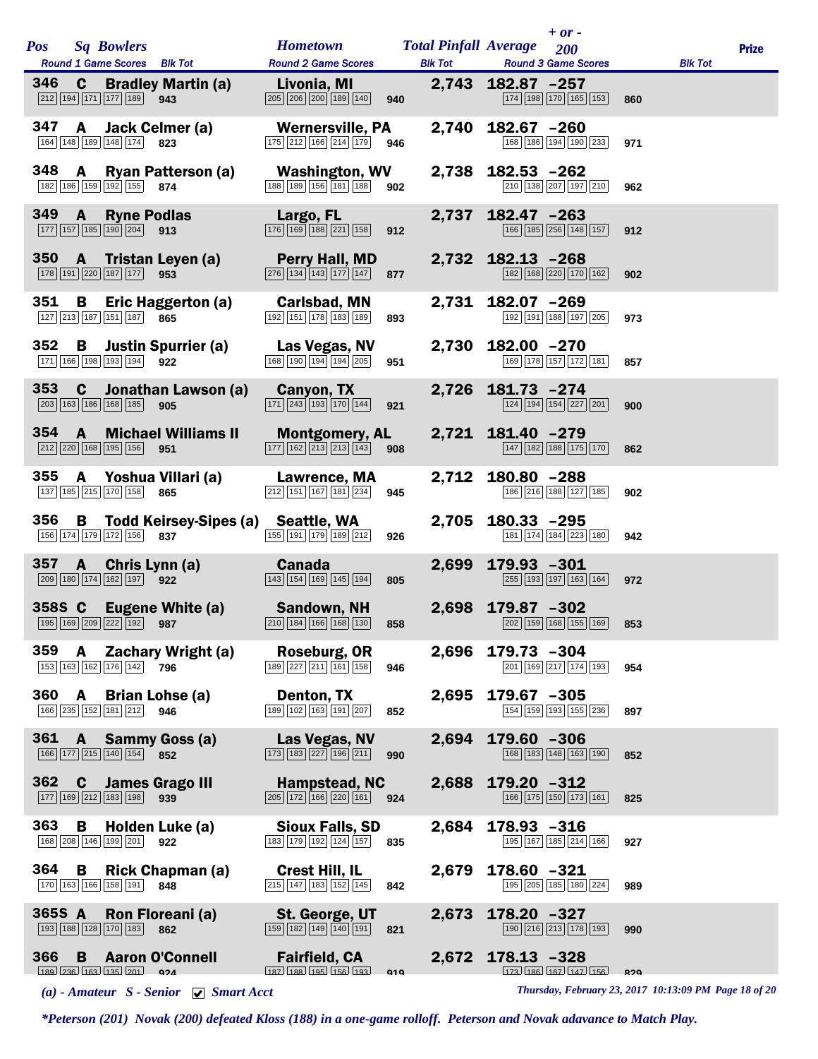| Pos | Sq | Bowlers | Round 1 Game Scores | Blk Tot | Hometown | Round 2 Game Scores | Blk Tot | Total Pinfall | Average | + or - 200 | Round 3 Game Scores | Blk Tot | Prize |
|---|---|---|---|---|---|---|---|---|---|---|---|---|---|
| 346 | C | Bradley Martin (a) | 212 194 171 177 189 | 943 | Livonia, MI | 205 206 200 189 140 | 940 | 2,743 | 182.87 | -257 | 174 198 170 165 153 | 860 | |
| 347 | A | Jack Celmer (a) | 164 148 189 148 174 | 823 | Wernersville, PA | 175 212 166 214 179 | 946 | 2,740 | 182.67 | -260 | 168 186 194 190 233 | 971 | |
| 348 | A | Ryan Patterson (a) | 182 186 159 192 155 | 874 | Washington, WV | 188 189 156 181 188 | 902 | 2,738 | 182.53 | -262 | 210 138 207 197 210 | 962 | |
| 349 | A | Ryne Podlas | 177 157 185 190 204 | 913 | Largo, FL | 176 169 188 221 158 | 912 | 2,737 | 182.47 | -263 | 166 185 256 148 157 | 912 | |
| 350 | A | Tristan Leyen (a) | 178 191 220 187 177 | 953 | Perry Hall, MD | 276 134 143 177 147 | 877 | 2,732 | 182.13 | -268 | 182 168 220 170 162 | 902 | |
| 351 | B | Eric Haggerton (a) | 127 213 187 151 187 | 865 | Carlsbad, MN | 192 151 178 183 189 | 893 | 2,731 | 182.07 | -269 | 192 191 188 197 205 | 973 | |
| 352 | B | Justin Spurrier (a) | 171 166 198 193 194 | 922 | Las Vegas, NV | 168 190 194 194 205 | 951 | 2,730 | 182.00 | -270 | 169 178 157 172 181 | 857 | |
| 353 | C | Jonathan Lawson (a) | 203 163 186 168 185 | 905 | Canyon, TX | 171 243 193 170 144 | 921 | 2,726 | 181.73 | -274 | 124 194 154 227 201 | 900 | |
| 354 | A | Michael Williams II | 212 220 168 195 156 | 951 | Montgomery, AL | 177 162 213 213 143 | 908 | 2,721 | 181.40 | -279 | 147 182 188 175 170 | 862 | |
| 355 | A | Yoshua Villari (a) | 137 185 215 170 158 | 865 | Lawrence, MA | 212 151 167 181 234 | 945 | 2,712 | 180.80 | -288 | 186 216 188 127 185 | 902 | |
| 356 | B | Todd Keirsey-Sipes (a) | 156 174 179 172 156 | 837 | Seattle, WA | 155 191 179 189 212 | 926 | 2,705 | 180.33 | -295 | 181 174 184 223 180 | 942 | |
| 357 | A | Chris Lynn (a) | 209 180 174 162 197 | 922 | Canada | 143 154 169 145 194 | 805 | 2,699 | 179.93 | -301 | 255 193 197 163 164 | 972 | |
| 358S | C | Eugene White (a) | 195 169 209 222 192 | 987 | Sandown, NH | 210 184 166 168 130 | 858 | 2,698 | 179.87 | -302 | 202 159 168 155 169 | 853 | |
| 359 | A | Zachary Wright (a) | 153 163 162 176 142 | 796 | Roseburg, OR | 189 227 211 161 158 | 946 | 2,696 | 179.73 | -304 | 201 169 217 174 193 | 954 | |
| 360 | A | Brian Lohse (a) | 166 235 152 181 212 | 946 | Denton, TX | 189 102 163 191 207 | 852 | 2,695 | 179.67 | -305 | 154 159 193 155 236 | 897 | |
| 361 | A | Sammy Goss (a) | 166 177 215 140 154 | 852 | Las Vegas, NV | 173 183 227 196 211 | 990 | 2,694 | 179.60 | -306 | 168 183 148 163 190 | 852 | |
| 362 | C | James Grago III | 177 169 212 183 198 | 939 | Hampstead, NC | 205 172 166 220 161 | 924 | 2,688 | 179.20 | -312 | 166 175 150 173 161 | 825 | |
| 363 | B | Holden Luke (a) | 168 208 146 199 201 | 922 | Sioux Falls, SD | 183 179 192 124 157 | 835 | 2,684 | 178.93 | -316 | 195 167 185 214 166 | 927 | |
| 364 | B | Rick Chapman (a) | 170 163 166 158 191 | 848 | Crest Hill, IL | 215 147 183 152 145 | 842 | 2,679 | 178.60 | -321 | 195 205 185 180 224 | 989 | |
| 365S | A | Ron Floreani (a) | 193 188 128 170 183 | 862 | St. George, UT | 159 182 149 140 191 | 821 | 2,673 | 178.20 | -327 | 190 216 213 178 193 | 990 | |
| 366 | B | Aaron O'Connell | 189 236 163 135 201 | 924 | Fairfield, CA | 187 188 195 156 193 | 919 | 2,672 | 178.13 | -328 | 173 186 167 147 156 | 829 | |

*(a) - Amateur S - Senior ☑ Smart Acct*

*Thursday, February 23, 2017 10:13:09 PM*

**\*Peterson (201) Novak (200) defeated Kloss (188) in a one-game rolloff. Peterson and Novak adavance to Match Play.**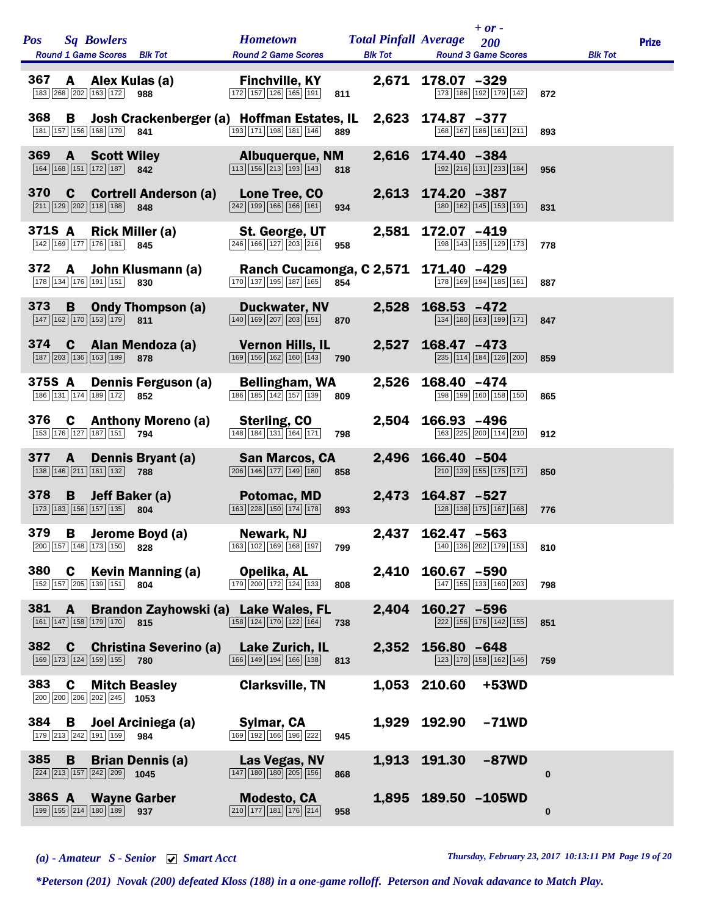| Pos | Sq | Bowlers | Hometown | Total Pinfall | Average | + or - 200 | Prize |
|---|---|---|---|---|---|---|---|
| | | Round 1 Game Scores / Blk Tot | Round 2 Game Scores / Blk Tot | | | Round 3 Game Scores / Blk Tot | |
| 367 | A | Alex Kulas (a) | Finchville, KY | 2,671 | 178.07 | -329 | |
| | | 183 268 202 163 172 / 988 | 172 157 126 165 191 / 811 | | | 173 186 192 179 142 / 872 | |
| 368 | B | Josh Crackenberger (a) | Hoffman Estates, IL | 2,623 | 174.87 | -377 | |
| | | 181 157 156 168 179 / 841 | 193 171 198 181 146 / 889 | | | 168 167 186 161 211 / 893 | |
| 369 | A | Scott Wiley | Albuquerque, NM | 2,616 | 174.40 | -384 | |
| | | 164 168 151 172 187 / 842 | 113 156 213 193 143 / 818 | | | 192 216 131 233 184 / 956 | |
| 370 | C | Cortrell Anderson (a) | Lone Tree, CO | 2,613 | 174.20 | -387 | |
| | | 211 129 202 118 188 / 848 | 242 199 166 166 161 / 934 | | | 180 162 145 153 191 / 831 | |
| 371S | A | Rick Miller (a) | St. George, UT | 2,581 | 172.07 | -419 | |
| | | 142 169 177 176 181 / 845 | 246 166 127 203 216 / 958 | | | 198 143 135 129 173 / 778 | |
| 372 | A | John Klusmann (a) | Ranch Cucamonga, C | 2,571 | 171.40 | -429 | |
| | | 178 134 176 191 151 / 830 | 170 137 195 187 165 / 854 | | | 178 169 194 185 161 / 887 | |
| 373 | B | Ondy Thompson (a) | Duckwater, NV | 2,528 | 168.53 | -472 | |
| | | 147 162 170 153 179 / 811 | 140 169 207 203 151 / 870 | | | 134 180 163 199 171 / 847 | |
| 374 | C | Alan Mendoza (a) | Vernon Hills, IL | 2,527 | 168.47 | -473 | |
| | | 187 203 136 163 189 / 878 | 169 156 162 160 143 / 790 | | | 235 114 184 126 200 / 859 | |
| 375S | A | Dennis Ferguson (a) | Bellingham, WA | 2,526 | 168.40 | -474 | |
| | | 186 131 174 189 172 / 852 | 186 185 142 157 139 / 809 | | | 198 199 160 158 150 / 865 | |
| 376 | C | Anthony Moreno (a) | Sterling, CO | 2,504 | 166.93 | -496 | |
| | | 153 176 127 187 151 / 794 | 148 184 131 164 171 / 798 | | | 163 225 200 114 210 / 912 | |
| 377 | A | Dennis Bryant (a) | San Marcos, CA | 2,496 | 166.40 | -504 | |
| | | 138 146 211 161 132 / 788 | 206 146 177 149 180 / 858 | | | 210 139 155 175 171 / 850 | |
| 378 | B | Jeff Baker (a) | Potomac, MD | 2,473 | 164.87 | -527 | |
| | | 173 183 156 157 135 / 804 | 163 228 150 174 178 / 893 | | | 128 138 175 167 168 / 776 | |
| 379 | B | Jerome Boyd (a) | Newark, NJ | 2,437 | 162.47 | -563 | |
| | | 200 157 148 173 150 / 828 | 163 102 169 168 197 / 799 | | | 140 136 202 179 153 / 810 | |
| 380 | C | Kevin Manning (a) | Opelika, AL | 2,410 | 160.67 | -590 | |
| | | 152 157 205 139 151 / 804 | 179 200 172 124 133 / 808 | | | 147 155 133 160 203 / 798 | |
| 381 | A | Brandon Zayhowski (a) | Lake Wales, FL | 2,404 | 160.27 | -596 | |
| | | 161 147 158 179 170 / 815 | 158 124 170 122 164 / 738 | | | 222 156 176 142 155 / 851 | |
| 382 | C | Christina Severino (a) | Lake Zurich, IL | 2,352 | 156.80 | -648 | |
| | | 169 173 124 159 155 / 780 | 166 149 194 166 138 / 813 | | | 123 170 158 162 146 / 759 | |
| 383 | C | Mitch Beasley | Clarksville, TN | 1,053 | 210.60 | +53WD | |
| | | 200 200 206 202 245 / 1053 | | | | | |
| 384 | B | Joel Arciniega (a) | Sylmar, CA | 1,929 | 192.90 | -71WD | |
| | | 179 213 242 191 159 / 984 | 169 192 166 196 222 / 945 | | | | |
| 385 | B | Brian Dennis (a) | Las Vegas, NV | 1,913 | 191.30 | -87WD | |
| | | 224 213 157 242 209 / 1045 | 147 180 180 205 156 / 868 | | | 0 | |
| 386S | A | Wayne Garber | Modesto, CA | 1,895 | 189.50 | -105WD | |
| | | 199 155 214 180 189 / 937 | 210 177 181 176 214 / 958 | | | 0 | |

*(a) - Amateur S - Senior ☑ Smart Acct*

*Thursday, February 23, 2017 10:13:11 PM*

*\*Peterson (201) Novak (200) defeated Kloss (188) in a one-game rolloff. Peterson and Novak adavance to Match Play.*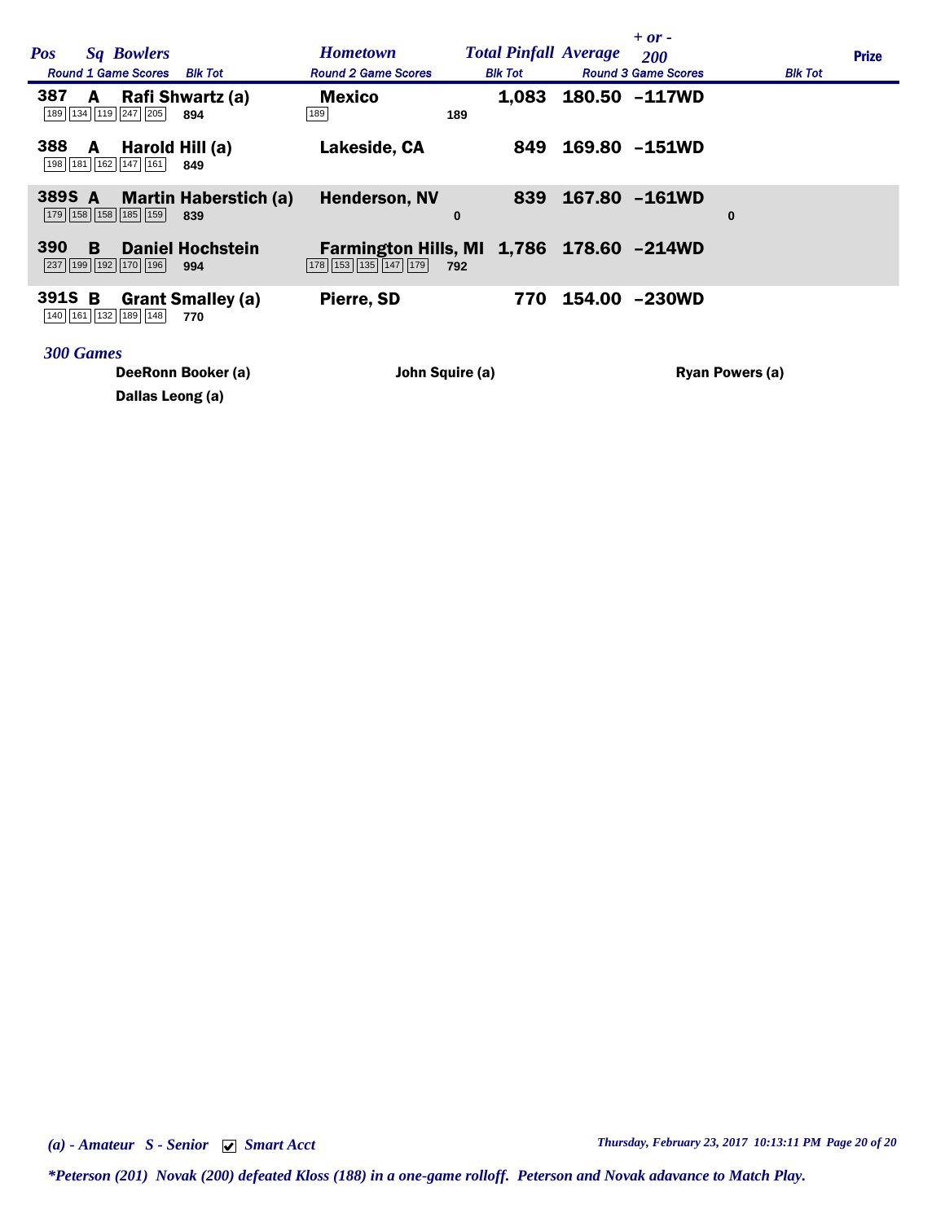| Pos | Sq | Bowlers | Hometown | Total Pinfall | Average | + or - 200 | Prize |
|---|---|---|---|---|---|---|---|
| Round 1 Game Scores | | Blk Tot | Round 2 Game Scores | Blk Tot | | Round 3 Game Scores | Blk Tot |
| 387 | A | Rafi Shwartz (a) | Mexico | 1,083 | 180.50 | -117WD | |
| 189 134 119 247 205 | | 894 | 189 | 189 | | | |
| 388 | A | Harold Hill (a) | Lakeside, CA | 849 | 169.80 | -151WD | |
| 198 181 162 147 161 | | 849 | | | | | |
| 389S | A | Martin Haberstich (a) | Henderson, NV | 839 | 167.80 | -161WD | |
| 179 158 158 185 159 | | 839 | | 0 | | | 0 |
| 390 | B | Daniel Hochstein | Farmington Hills, MI | 1,786 | 178.60 | -214WD | |
| 237 199 192 170 196 | | 994 | 178 153 135 147 179 | 792 | | | |
| 391S | B | Grant Smalley (a) | Pierre, SD | 770 | 154.00 | -230WD | |
| 140 161 132 189 148 | | 770 | | | | | |

*300 Games*

DeeRonn Booker (a)

John Squire (a)

Ryan Powers (a)

Dallas Leong (a)

*(a) - Amateur S - Senior ☑ Smart Acct*

**Peterson (201) Novak (200) defeated Kloss (188) in a one-game rolloff. Peterson and Novak adavance to Match Play.*